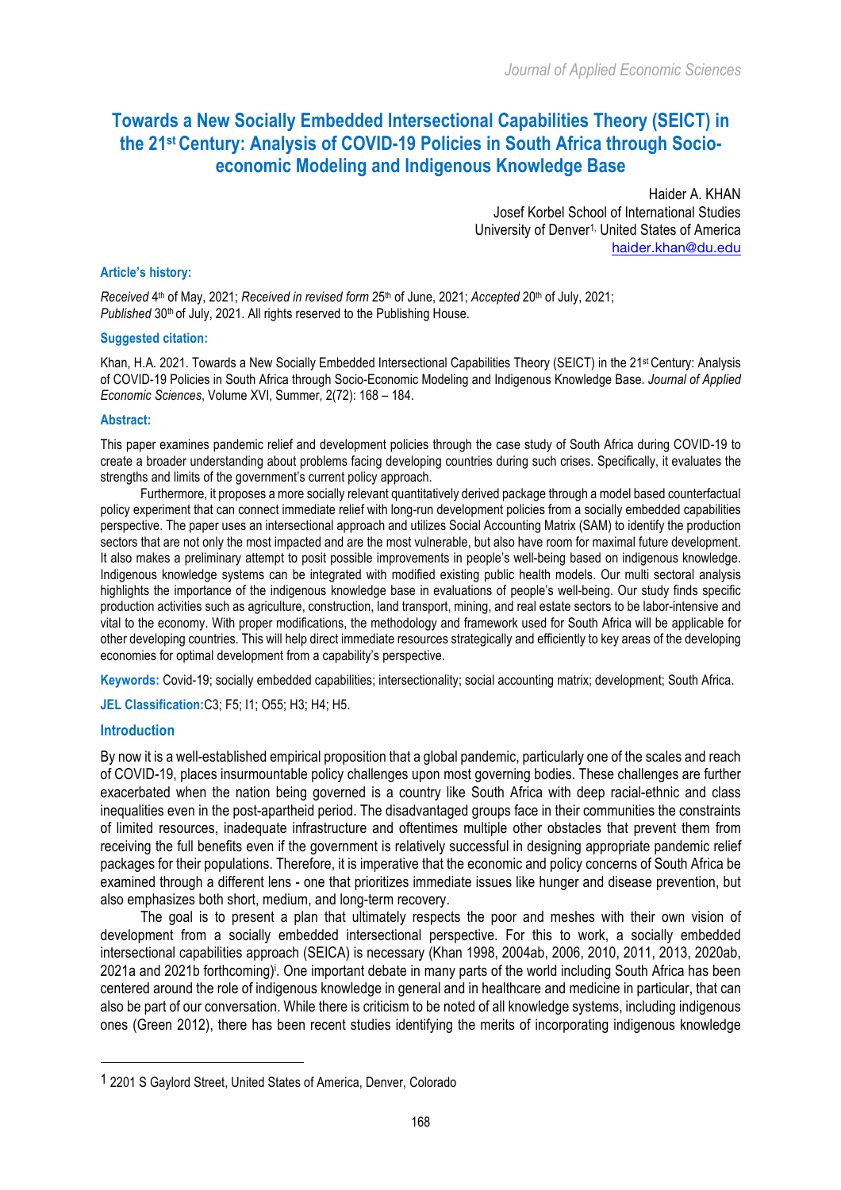# Towards a New Socially Embedded Intersectional Capabilities Theory (SEICT) in the 21st Century: Analysis of COVID-19 Policies in South Africa through Socio-economic Modeling and Indigenous Knowledge Base

Haider A. KHAN
Josef Korbel School of International Studies
University of Denver[1], United States of America
haider.khan@du.edu

### Article's history:

*Received* 4th of May, 2021; *Received in revised form* 25th of June, 2021; *Accepted* 20th of July, 2021; *Published* 30th of July, 2021. All rights reserved to the Publishing House.

### Suggested citation:

Khan, H.A. 2021. Towards a New Socially Embedded Intersectional Capabilities Theory (SEICT) in the 21st Century: Analysis of COVID-19 Policies in South Africa through Socio-Economic Modeling and Indigenous Knowledge Base. *Journal of Applied Economic Sciences*, Volume XVI, Summer, 2(72): 168 – 184.

### Abstract:

This paper examines pandemic relief and development policies through the case study of South Africa during COVID-19 to create a broader understanding about problems facing developing countries during such crises. Specifically, it evaluates the strengths and limits of the government's current policy approach.

Furthermore, it proposes a more socially relevant quantitatively derived package through a model based counterfactual policy experiment that can connect immediate relief with long-run development policies from a socially embedded capabilities perspective. The paper uses an intersectional approach and utilizes Social Accounting Matrix (SAM) to identify the production sectors that are not only the most impacted and are the most vulnerable, but also have room for maximal future development. It also makes a preliminary attempt to posit possible improvements in people's well-being based on indigenous knowledge. Indigenous knowledge systems can be integrated with modified existing public health models. Our multi sectoral analysis highlights the importance of the indigenous knowledge base in evaluations of people's well-being. Our study finds specific production activities such as agriculture, construction, land transport, mining, and real estate sectors to be labor-intensive and vital to the economy. With proper modifications, the methodology and framework used for South Africa will be applicable for other developing countries. This will help direct immediate resources strategically and efficiently to key areas of the developing economies for optimal development from a capability's perspective.

**Keywords:** Covid-19; socially embedded capabilities; intersectionality; social accounting matrix; development; South Africa.

**JEL Classification:** C3; F5; I1; O55; H3; H4; H5.

## Introduction

By now it is a well-established empirical proposition that a global pandemic, particularly one of the scales and reach of COVID-19, places insurmountable policy challenges upon most governing bodies. These challenges are further exacerbated when the nation being governed is a country like South Africa with deep racial-ethnic and class inequalities even in the post-apartheid period. The disadvantaged groups face in their communities the constraints of limited resources, inadequate infrastructure and oftentimes multiple other obstacles that prevent them from receiving the full benefits even if the government is relatively successful in designing appropriate pandemic relief packages for their populations. Therefore, it is imperative that the economic and policy concerns of South Africa be examined through a different lens - one that prioritizes immediate issues like hunger and disease prevention, but also emphasizes both short, medium, and long-term recovery.

The goal is to present a plan that ultimately respects the poor and meshes with their own vision of development from a socially embedded intersectional perspective. For this to work, a socially embedded intersectional capabilities approach (SEICA) is necessary (Khan 1998, 2004ab, 2006, 2010, 2011, 2013, 2020ab, 2021a and 2021b forthcoming)[i]. One important debate in many parts of the world including South Africa has been centered around the role of indigenous knowledge in general and in healthcare and medicine in particular, that can also be part of our conversation. While there is criticism to be noted of all knowledge systems, including indigenous ones (Green 2012), there has been recent studies identifying the merits of incorporating indigenous knowledge

---

[1] 2201 S Gaylord Street, United States of America, Denver, Colorado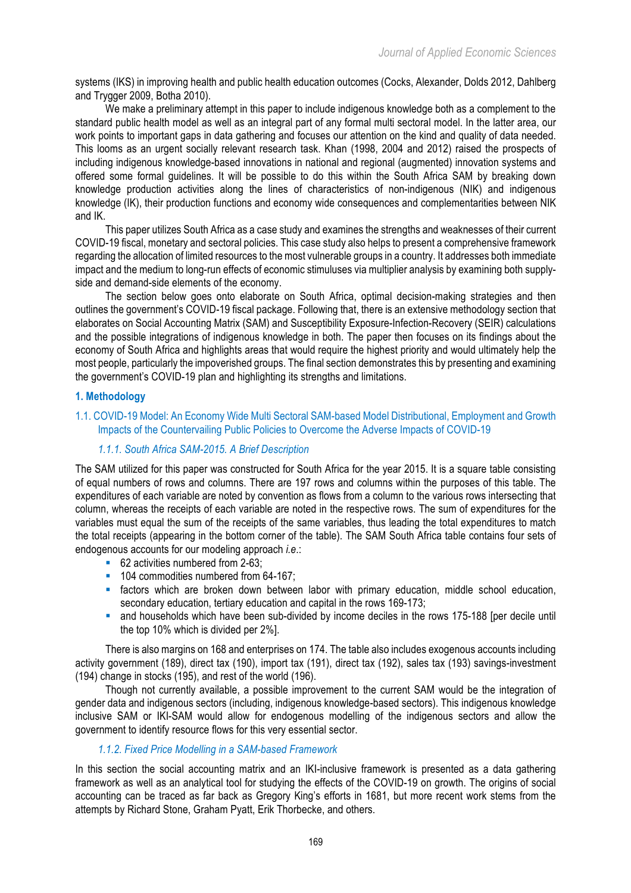systems (IKS) in improving health and public health education outcomes (Cocks, Alexander, Dolds 2012, Dahlberg and Trygger 2009, Botha 2010).

We make a preliminary attempt in this paper to include indigenous knowledge both as a complement to the standard public health model as well as an integral part of any formal multi sectoral model. In the latter area, our work points to important gaps in data gathering and focuses our attention on the kind and quality of data needed. This looms as an urgent socially relevant research task. Khan (1998, 2004 and 2012) raised the prospects of including indigenous knowledge-based innovations in national and regional (augmented) innovation systems and offered some formal guidelines. It will be possible to do this within the South Africa SAM by breaking down knowledge production activities along the lines of characteristics of non-indigenous (NIK) and indigenous knowledge (IK), their production functions and economy wide consequences and complementarities between NIK and IK.

This paper utilizes South Africa as a case study and examines the strengths and weaknesses of their current COVID-19 fiscal, monetary and sectoral policies. This case study also helps to present a comprehensive framework regarding the allocation of limited resources to the most vulnerable groups in a country. It addresses both immediate impact and the medium to long-run effects of economic stimuluses via multiplier analysis by examining both supply-side and demand-side elements of the economy.

The section below goes onto elaborate on South Africa, optimal decision-making strategies and then outlines the government's COVID-19 fiscal package. Following that, there is an extensive methodology section that elaborates on Social Accounting Matrix (SAM) and Susceptibility Exposure-Infection-Recovery (SEIR) calculations and the possible integrations of indigenous knowledge in both. The paper then focuses on its findings about the economy of South Africa and highlights areas that would require the highest priority and would ultimately help the most people, particularly the impoverished groups. The final section demonstrates this by presenting and examining the government's COVID-19 plan and highlighting its strengths and limitations.

## 1. Methodology

### 1.1. COVID-19 Model: An Economy Wide Multi Sectoral SAM-based Model Distributional, Employment and Growth Impacts of the Countervailing Public Policies to Overcome the Adverse Impacts of COVID-19

#### *1.1.1. South Africa SAM-2015. A Brief Description*

The SAM utilized for this paper was constructed for South Africa for the year 2015. It is a square table consisting of equal numbers of rows and columns. There are 197 rows and columns within the purposes of this table. The expenditures of each variable are noted by convention as flows from a column to the various rows intersecting that column, whereas the receipts of each variable are noted in the respective rows. The sum of expenditures for the variables must equal the sum of the receipts of the same variables, thus leading the total expenditures to match the total receipts (appearing in the bottom corner of the table). The SAM South Africa table contains four sets of endogenous accounts for our modeling approach *i.e.*:

- 62 activities numbered from 2-63;
- 104 commodities numbered from 64-167;
- factors which are broken down between labor with primary education, middle school education, secondary education, tertiary education and capital in the rows 169-173;
- and households which have been sub-divided by income deciles in the rows 175-188 [per decile until the top 10% which is divided per 2%].

There is also margins on 168 and enterprises on 174. The table also includes exogenous accounts including activity government (189), direct tax (190), import tax (191), direct tax (192), sales tax (193) savings-investment (194) change in stocks (195), and rest of the world (196).

Though not currently available, a possible improvement to the current SAM would be the integration of gender data and indigenous sectors (including, indigenous knowledge-based sectors). This indigenous knowledge inclusive SAM or IKI-SAM would allow for endogenous modelling of the indigenous sectors and allow the government to identify resource flows for this very essential sector.

#### *1.1.2. Fixed Price Modelling in a SAM-based Framework*

In this section the social accounting matrix and an IKI-inclusive framework is presented as a data gathering framework as well as an analytical tool for studying the effects of the COVID-19 on growth. The origins of social accounting can be traced as far back as Gregory King's efforts in 1681, but more recent work stems from the attempts by Richard Stone, Graham Pyatt, Erik Thorbecke, and others.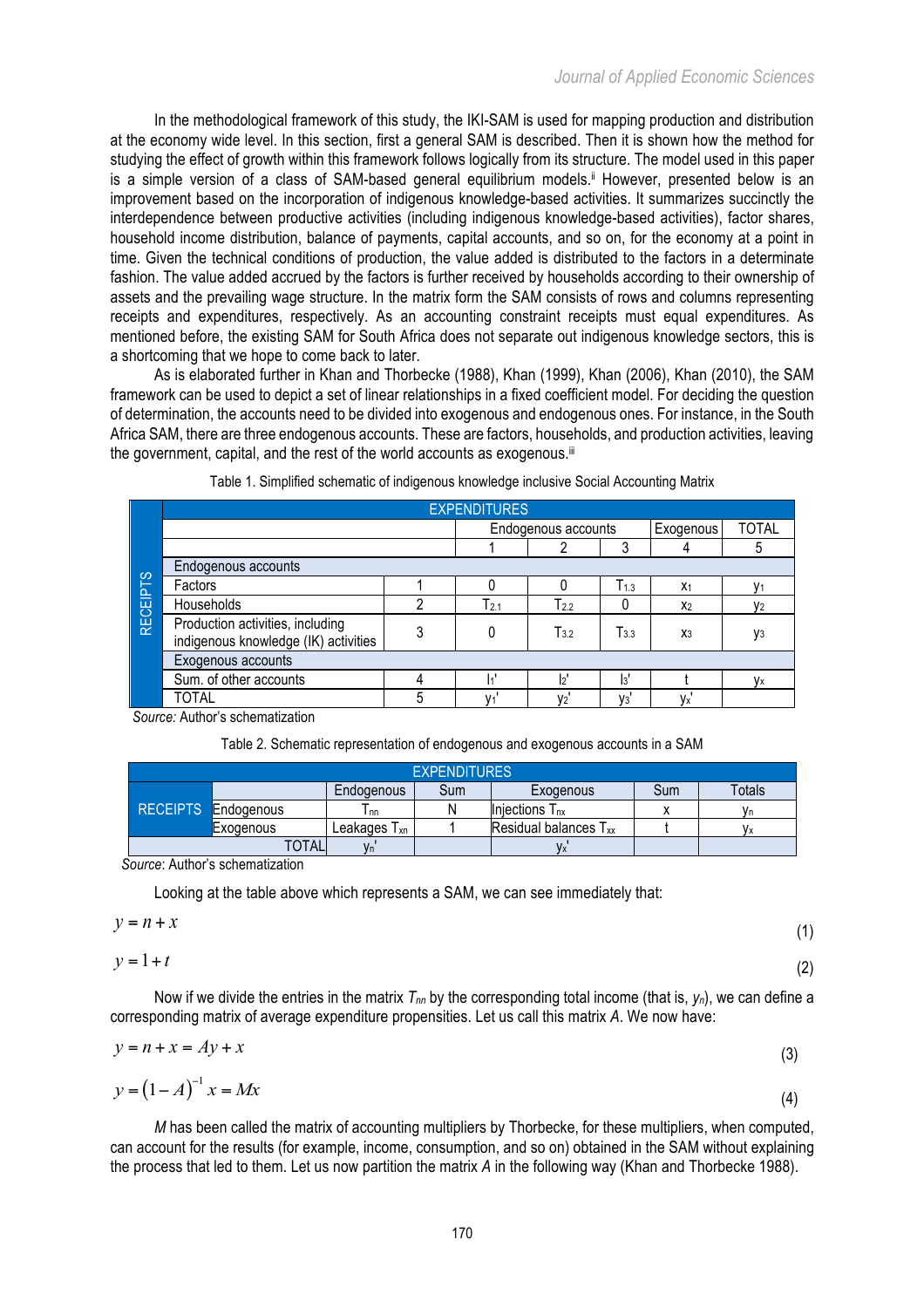In the methodological framework of this study, the IKI-SAM is used for mapping production and distribution at the economy wide level. In this section, first a general SAM is described. Then it is shown how the method for studying the effect of growth within this framework follows logically from its structure. The model used in this paper is a simple version of a class of SAM-based general equilibrium models.[ii] However, presented below is an improvement based on the incorporation of indigenous knowledge-based activities. It summarizes succinctly the interdependence between productive activities (including indigenous knowledge-based activities), factor shares, household income distribution, balance of payments, capital accounts, and so on, for the economy at a point in time. Given the technical conditions of production, the value added is distributed to the factors in a determinate fashion. The value added accrued by the factors is further received by households according to their ownership of assets and the prevailing wage structure. In the matrix form the SAM consists of rows and columns representing receipts and expenditures, respectively. As an accounting constraint receipts must equal expenditures. As mentioned before, the existing SAM for South Africa does not separate out indigenous knowledge sectors, this is a shortcoming that we hope to come back to later.

As is elaborated further in Khan and Thorbecke (1988), Khan (1999), Khan (2006), Khan (2010), the SAM framework can be used to depict a set of linear relationships in a fixed coefficient model. For deciding the question of determination, the accounts need to be divided into exogenous and endogenous ones. For instance, in the South Africa SAM, there are three endogenous accounts. These are factors, households, and production activities, leaving the government, capital, and the rest of the world accounts as exogenous.[iii]

Table 1. Simplified schematic of indigenous knowledge inclusive Social Accounting Matrix

| RECEIPTS | | EXPENDITURES | | | | |
|---|---|---|---|---|---|---|
| | | Endogenous accounts | | | Exogenous | TOTAL |
| | | 1 | 2 | 3 | 4 | 5 |
| **Endogenous accounts** | | | | | | |
| Factors | 1 | 0 | 0 | $T_{1.3}$ | $x_1$ | $y_1$ |
| Households | 2 | $T_{2.1}$ | $T_{2.2}$ | 0 | $x_2$ | $y_2$ |
| Production activities, including indigenous knowledge (IK) activities | 3 | 0 | $T_{3.2}$ | $T_{3.3}$ | $x_3$ | $y_3$ |
| **Exogenous accounts** | | | | | | |
| Sum. of other accounts | 4 | $l_1'$ | $l_2'$ | $l_3'$ | t | $y_x$ |
| TOTAL | 5 | $y_1'$ | $y_2'$ | $y_3'$ | $y_x'$ | |

*Source:* Author's schematization

Table 2. Schematic representation of endogenous and exogenous accounts in a SAM

| RECEIPTS | | EXPENDITURES | | | | |
|---|---|---|---|---|---|---|
| | | Endogenous | Sum | Exogenous | Sum | Totals |
| | Endogenous | $T_{nn}$ | N | Injections $T_{nx}$ | x | $y_n$ |
| | Exogenous | Leakages $T_{xn}$ | 1 | Residual balances $T_{xx}$ | t | $y_x$ |
| | TOTAL | $y_n'$ | | $y_x'$ | | |

*Source*: Author's schematization

Looking at the table above which represents a SAM, we can see immediately that:

$$y = n + x \tag{1}$$

$$y = 1 + t \tag{2}$$

Now if we divide the entries in the matrix $T_{nn}$ by the corresponding total income (that is, $y_n$), we can define a corresponding matrix of average expenditure propensities. Let us call this matrix *A*. We now have:

$$y = n + x = Ay + x \tag{3}$$

$$y = (1 - A)^{-1} x = Mx \tag{4}$$

*M* has been called the matrix of accounting multipliers by Thorbecke, for these multipliers, when computed, can account for the results (for example, income, consumption, and so on) obtained in the SAM without explaining the process that led to them. Let us now partition the matrix *A* in the following way (Khan and Thorbecke 1988).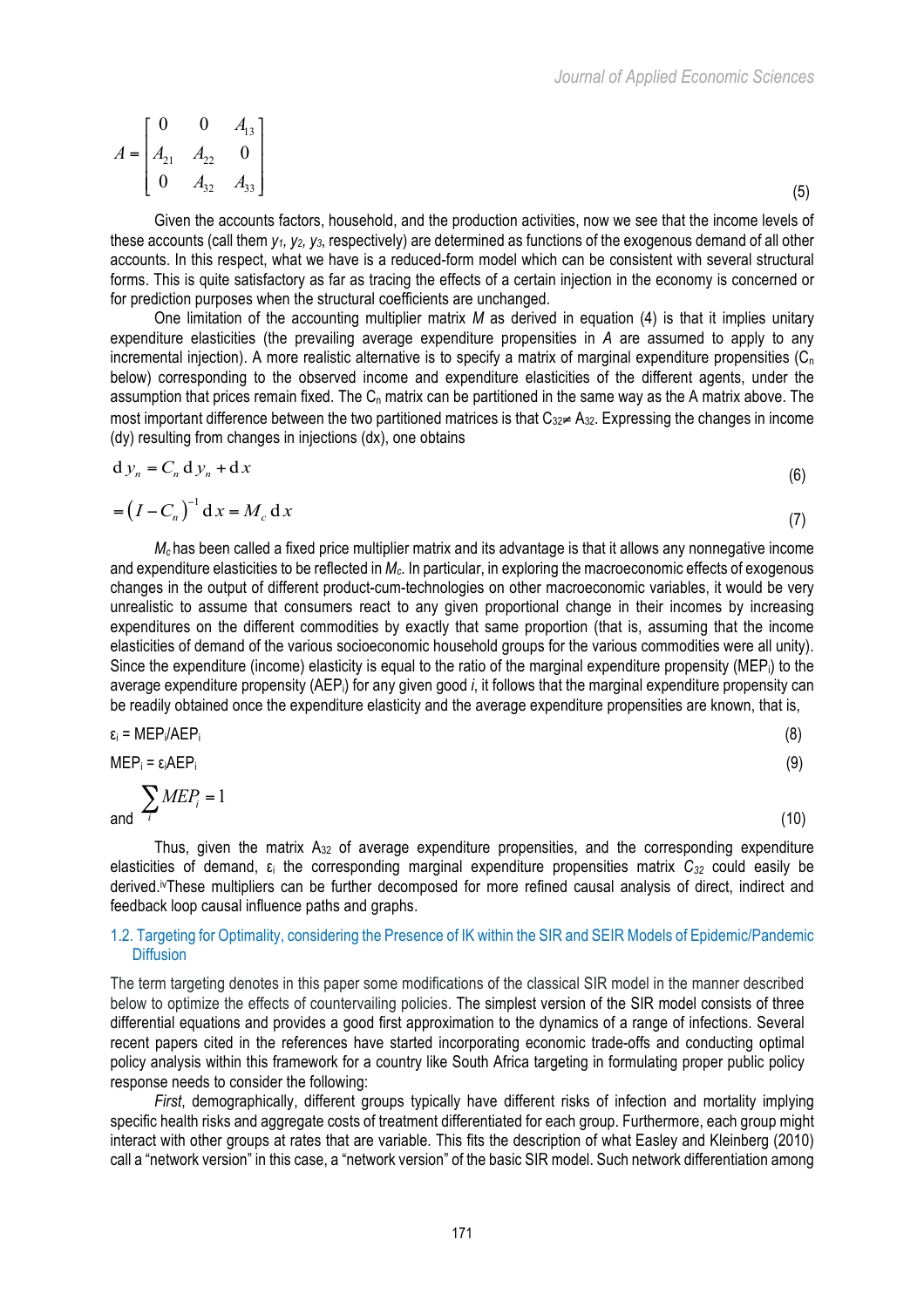$$A = \begin{bmatrix} 0 & 0 & A_{13} \\ A_{21} & A_{22} & 0 \\ 0 & A_{32} & A_{33} \end{bmatrix} \tag{5}$$

Given the accounts factors, household, and the production activities, now we see that the income levels of these accounts (call them $y_1$, $y_2$, $y_3$, respectively) are determined as functions of the exogenous demand of all other accounts. In this respect, what we have is a reduced-form model which can be consistent with several structural forms. This is quite satisfactory as far as tracing the effects of a certain injection in the economy is concerned or for prediction purposes when the structural coefficients are unchanged.

One limitation of the accounting multiplier matrix $M$ as derived in equation (4) is that it implies unitary expenditure elasticities (the prevailing average expenditure propensities in $A$ are assumed to apply to any incremental injection). A more realistic alternative is to specify a matrix of marginal expenditure propensities ($C_n$ below) corresponding to the observed income and expenditure elasticities of the different agents, under the assumption that prices remain fixed. The $C_n$ matrix can be partitioned in the same way as the A matrix above. The most important difference between the two partitioned matrices is that $C_{32} \neq A_{32}$. Expressing the changes in income (dy) resulting from changes in injections (dx), one obtains

$$\mathrm{d}\,y_n = C_n \,\mathrm{d}\,y_n + \mathrm{d}\,x \tag{6}$$

$$= \left(I - C_n\right)^{-1} \mathrm{d}\,x = M_c \,\mathrm{d}\,x \tag{7}$$

$M_c$ has been called a fixed price multiplier matrix and its advantage is that it allows any nonnegative income and expenditure elasticities to be reflected in $M_c$. In particular, in exploring the macroeconomic effects of exogenous changes in the output of different product-cum-technologies on other macroeconomic variables, it would be very unrealistic to assume that consumers react to any given proportional change in their incomes by increasing expenditures on the different commodities by exactly that same proportion (that is, assuming that the income elasticities of demand of the various socioeconomic household groups for the various commodities were all unity). Since the expenditure (income) elasticity is equal to the ratio of the marginal expenditure propensity ($MEP_i$) to the average expenditure propensity ($AEP_i$) for any given good $i$, it follows that the marginal expenditure propensity can be readily obtained once the expenditure elasticity and the average expenditure propensities are known, that is,

$$\varepsilon_i = MEP_i/AEP_i \tag{8}$$

$$MEP_i = \varepsilon_i AEP_i \tag{9}$$

and
$$\sum_i MEP_i = 1 \tag{10}$$

Thus, given the matrix $A_{32}$ of average expenditure propensities, and the corresponding expenditure elasticities of demand, $\varepsilon_i$ the corresponding marginal expenditure propensities matrix $C_{32}$ could easily be derived.[iv] These multipliers can be further decomposed for more refined causal analysis of direct, indirect and feedback loop causal influence paths and graphs.

### 1.2. Targeting for Optimality, considering the Presence of IK within the SIR and SEIR Models of Epidemic/Pandemic Diffusion

The term targeting denotes in this paper some modifications of the classical SIR model in the manner described below to optimize the effects of countervailing policies. The simplest version of the SIR model consists of three differential equations and provides a good first approximation to the dynamics of a range of infections. Several recent papers cited in the references have started incorporating economic trade-offs and conducting optimal policy analysis within this framework for a country like South Africa targeting in formulating proper public policy response needs to consider the following:

*First*, demographically, different groups typically have different risks of infection and mortality implying specific health risks and aggregate costs of treatment differentiated for each group. Furthermore, each group might interact with other groups at rates that are variable. This fits the description of what Easley and Kleinberg (2010) call a "network version" in this case, a "network version" of the basic SIR model. Such network differentiation among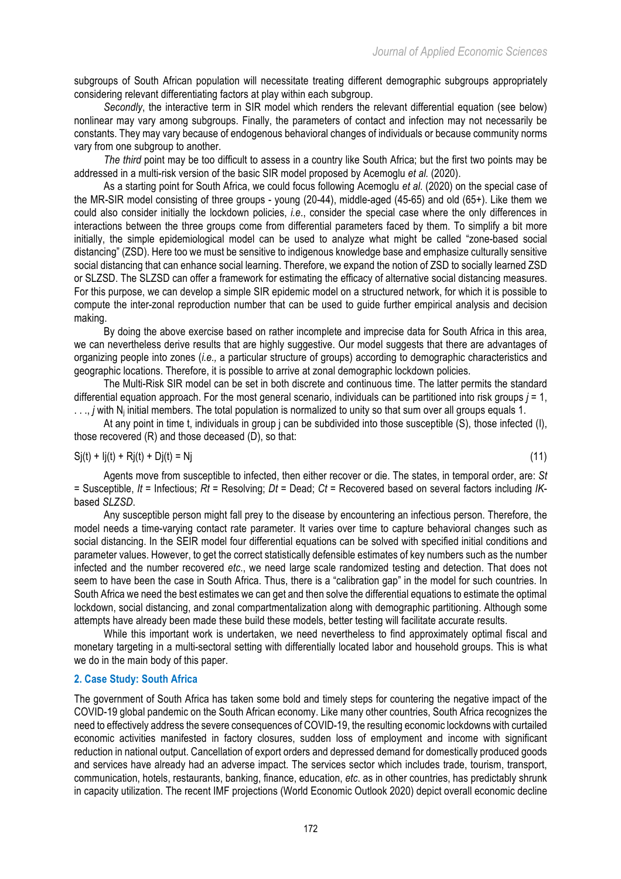subgroups of South African population will necessitate treating different demographic subgroups appropriately considering relevant differentiating factors at play within each subgroup.

*Secondly*, the interactive term in SIR model which renders the relevant differential equation (see below) nonlinear may vary among subgroups. Finally, the parameters of contact and infection may not necessarily be constants. They may vary because of endogenous behavioral changes of individuals or because community norms vary from one subgroup to another.

*The third* point may be too difficult to assess in a country like South Africa; but the first two points may be addressed in a multi-risk version of the basic SIR model proposed by Acemoglu *et al.* (2020).

As a starting point for South Africa, we could focus following Acemoglu *et al.* (2020) on the special case of the MR-SIR model consisting of three groups - young (20-44), middle-aged (45-65) and old (65+). Like them we could also consider initially the lockdown policies, *i.e*., consider the special case where the only differences in interactions between the three groups come from differential parameters faced by them. To simplify a bit more initially, the simple epidemiological model can be used to analyze what might be called "zone-based social distancing" (ZSD). Here too we must be sensitive to indigenous knowledge base and emphasize culturally sensitive social distancing that can enhance social learning. Therefore, we expand the notion of ZSD to socially learned ZSD or SLZSD. The SLZSD can offer a framework for estimating the efficacy of alternative social distancing measures. For this purpose, we can develop a simple SIR epidemic model on a structured network, for which it is possible to compute the inter-zonal reproduction number that can be used to guide further empirical analysis and decision making.

By doing the above exercise based on rather incomplete and imprecise data for South Africa in this area, we can nevertheless derive results that are highly suggestive. Our model suggests that there are advantages of organizing people into zones (*i.e.,* a particular structure of groups) according to demographic characteristics and geographic locations. Therefore, it is possible to arrive at zonal demographic lockdown policies.

The Multi-Risk SIR model can be set in both discrete and continuous time. The latter permits the standard differential equation approach. For the most general scenario, individuals can be partitioned into risk groups $j = 1, \ldots, j$ with $N_j$ initial members. The total population is normalized to unity so that sum over all groups equals 1.

At any point in time t, individuals in group j can be subdivided into those susceptible (S), those infected (I), those recovered (R) and those deceased (D), so that:

$$S_j(t) + I_j(t) + R_j(t) + D_j(t) = N_j \tag{11}$$

Agents move from susceptible to infected, then either recover or die. The states, in temporal order, are: *St* = Susceptible, *It* = Infectious; *Rt* = Resolving; *Dt* = Dead; *Ct* = Recovered based on several factors including *IK*-based *SLZSD*.

Any susceptible person might fall prey to the disease by encountering an infectious person. Therefore, the model needs a time-varying contact rate parameter. It varies over time to capture behavioral changes such as social distancing. In the SEIR model four differential equations can be solved with specified initial conditions and parameter values. However, to get the correct statistically defensible estimates of key numbers such as the number infected and the number recovered *etc*., we need large scale randomized testing and detection. That does not seem to have been the case in South Africa. Thus, there is a "calibration gap" in the model for such countries. In South Africa we need the best estimates we can get and then solve the differential equations to estimate the optimal lockdown, social distancing, and zonal compartmentalization along with demographic partitioning. Although some attempts have already been made these build these models, better testing will facilitate accurate results.

While this important work is undertaken, we need nevertheless to find approximately optimal fiscal and monetary targeting in a multi-sectoral setting with differentially located labor and household groups. This is what we do in the main body of this paper.

## 2. Case Study: South Africa

The government of South Africa has taken some bold and timely steps for countering the negative impact of the COVID-19 global pandemic on the South African economy. Like many other countries, South Africa recognizes the need to effectively address the severe consequences of COVID-19, the resulting economic lockdowns with curtailed economic activities manifested in factory closures, sudden loss of employment and income with significant reduction in national output. Cancellation of export orders and depressed demand for domestically produced goods and services have already had an adverse impact. The services sector which includes trade, tourism, transport, communication, hotels, restaurants, banking, finance, education, *etc*. as in other countries, has predictably shrunk in capacity utilization. The recent IMF projections (World Economic Outlook 2020) depict overall economic decline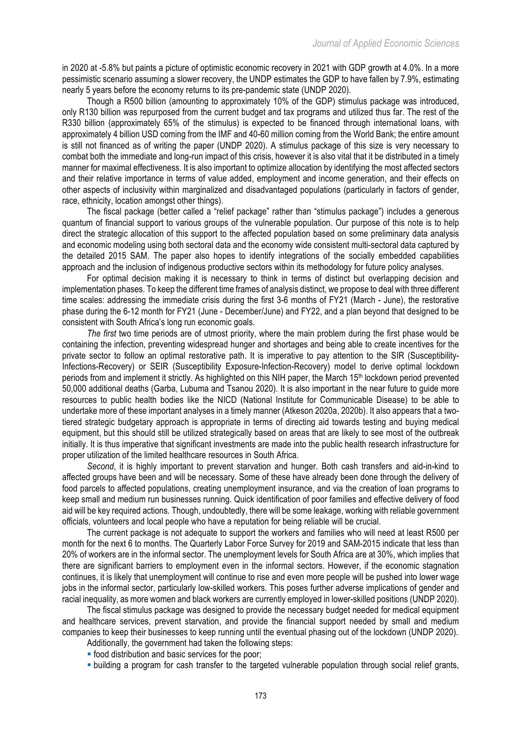in 2020 at -5.8% but paints a picture of optimistic economic recovery in 2021 with GDP growth at 4.0%. In a more pessimistic scenario assuming a slower recovery, the UNDP estimates the GDP to have fallen by 7.9%, estimating nearly 5 years before the economy returns to its pre-pandemic state (UNDP 2020).

Though a R500 billion (amounting to approximately 10% of the GDP) stimulus package was introduced, only R130 billion was repurposed from the current budget and tax programs and utilized thus far. The rest of the R330 billion (approximately 65% of the stimulus) is expected to be financed through international loans, with approximately 4 billion USD coming from the IMF and 40-60 million coming from the World Bank; the entire amount is still not financed as of writing the paper (UNDP 2020). A stimulus package of this size is very necessary to combat both the immediate and long-run impact of this crisis, however it is also vital that it be distributed in a timely manner for maximal effectiveness. It is also important to optimize allocation by identifying the most affected sectors and their relative importance in terms of value added, employment and income generation, and their effects on other aspects of inclusivity within marginalized and disadvantaged populations (particularly in factors of gender, race, ethnicity, location amongst other things).

The fiscal package (better called a "relief package" rather than "stimulus package") includes a generous quantum of financial support to various groups of the vulnerable population. Our purpose of this note is to help direct the strategic allocation of this support to the affected population based on some preliminary data analysis and economic modeling using both sectoral data and the economy wide consistent multi-sectoral data captured by the detailed 2015 SAM. The paper also hopes to identify integrations of the socially embedded capabilities approach and the inclusion of indigenous productive sectors within its methodology for future policy analyses.

For optimal decision making it is necessary to think in terms of distinct but overlapping decision and implementation phases. To keep the different time frames of analysis distinct, we propose to deal with three different time scales: addressing the immediate crisis during the first 3-6 months of FY21 (March - June), the restorative phase during the 6-12 month for FY21 (June - December/June) and FY22, and a plan beyond that designed to be consistent with South Africa's long run economic goals.

*The first* two time periods are of utmost priority, where the main problem during the first phase would be containing the infection, preventing widespread hunger and shortages and being able to create incentives for the private sector to follow an optimal restorative path. It is imperative to pay attention to the SIR (Susceptibility-Infections-Recovery) or SEIR (Susceptibility Exposure-Infection-Recovery) model to derive optimal lockdown periods from and implement it strictly. As highlighted on this NIH paper, the March 15th lockdown period prevented 50,000 additional deaths (Garba, Lubuma and Tsanou 2020). It is also important in the near future to guide more resources to public health bodies like the NICD (National Institute for Communicable Disease) to be able to undertake more of these important analyses in a timely manner (Atkeson 2020a, 2020b). It also appears that a two-tiered strategic budgetary approach is appropriate in terms of directing aid towards testing and buying medical equipment, but this should still be utilized strategically based on areas that are likely to see most of the outbreak initially. It is thus imperative that significant investments are made into the public health research infrastructure for proper utilization of the limited healthcare resources in South Africa.

*Second*, it is highly important to prevent starvation and hunger. Both cash transfers and aid-in-kind to affected groups have been and will be necessary. Some of these have already been done through the delivery of food parcels to affected populations, creating unemployment insurance, and via the creation of loan programs to keep small and medium run businesses running. Quick identification of poor families and effective delivery of food aid will be key required actions. Though, undoubtedly, there will be some leakage, working with reliable government officials, volunteers and local people who have a reputation for being reliable will be crucial.

The current package is not adequate to support the workers and families who will need at least R500 per month for the next 6 to months. The Quarterly Labor Force Survey for 2019 and SAM-2015 indicate that less than 20% of workers are in the informal sector. The unemployment levels for South Africa are at 30%, which implies that there are significant barriers to employment even in the informal sectors. However, if the economic stagnation continues, it is likely that unemployment will continue to rise and even more people will be pushed into lower wage jobs in the informal sector, particularly low-skilled workers. This poses further adverse implications of gender and racial inequality, as more women and black workers are currently employed in lower-skilled positions (UNDP 2020).

The fiscal stimulus package was designed to provide the necessary budget needed for medical equipment and healthcare services, prevent starvation, and provide the financial support needed by small and medium companies to keep their businesses to keep running until the eventual phasing out of the lockdown (UNDP 2020).

Additionally, the government had taken the following steps:

- food distribution and basic services for the poor;
- building a program for cash transfer to the targeted vulnerable population through social relief grants,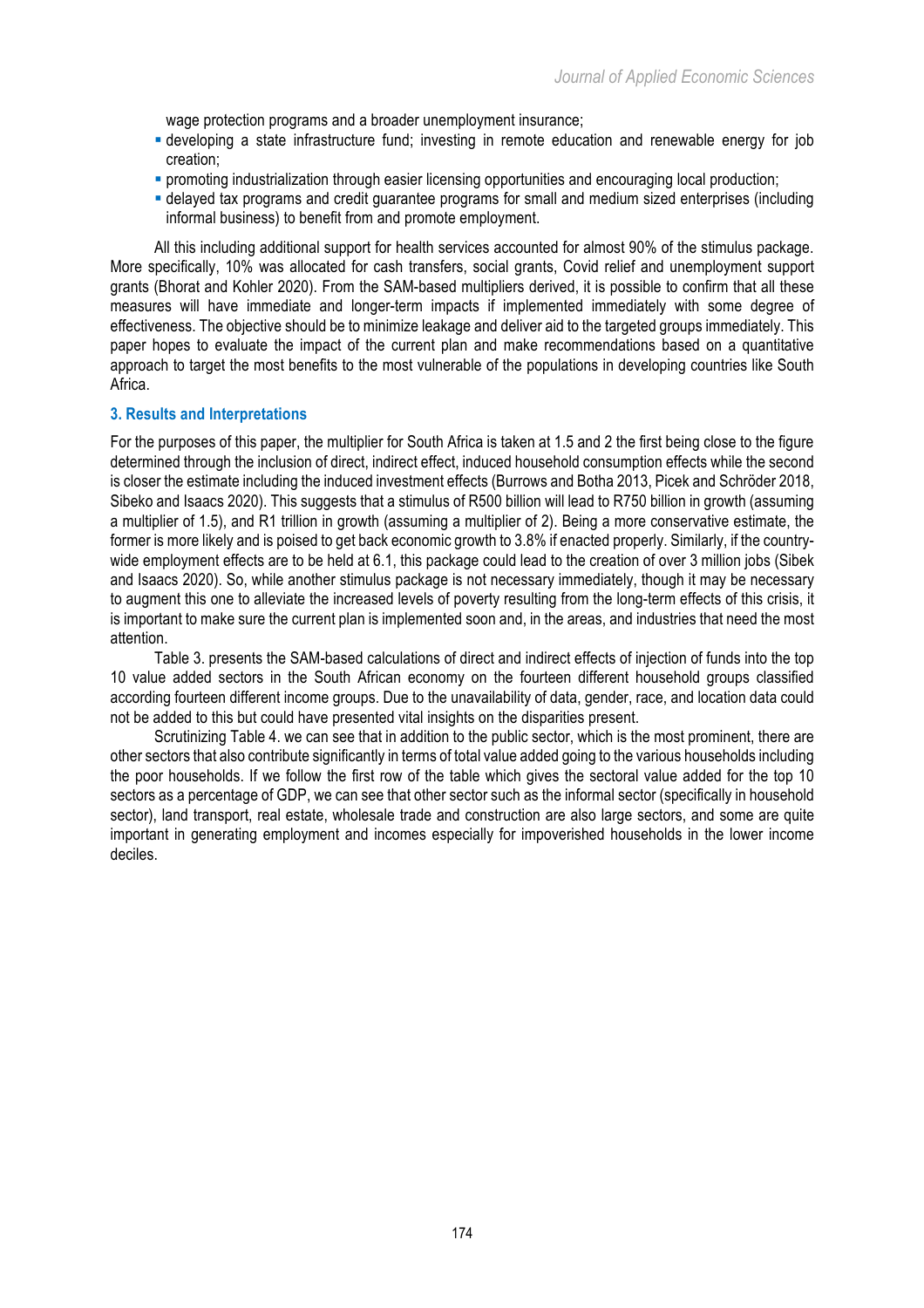wage protection programs and a broader unemployment insurance;

- developing a state infrastructure fund; investing in remote education and renewable energy for job creation;
- promoting industrialization through easier licensing opportunities and encouraging local production;
- delayed tax programs and credit guarantee programs for small and medium sized enterprises (including informal business) to benefit from and promote employment.

All this including additional support for health services accounted for almost 90% of the stimulus package. More specifically, 10% was allocated for cash transfers, social grants, Covid relief and unemployment support grants (Bhorat and Kohler 2020). From the SAM-based multipliers derived, it is possible to confirm that all these measures will have immediate and longer-term impacts if implemented immediately with some degree of effectiveness. The objective should be to minimize leakage and deliver aid to the targeted groups immediately. This paper hopes to evaluate the impact of the current plan and make recommendations based on a quantitative approach to target the most benefits to the most vulnerable of the populations in developing countries like South Africa.

### 3. Results and Interpretations

For the purposes of this paper, the multiplier for South Africa is taken at 1.5 and 2 the first being close to the figure determined through the inclusion of direct, indirect effect, induced household consumption effects while the second is closer the estimate including the induced investment effects (Burrows and Botha 2013, Picek and Schröder 2018, Sibeko and Isaacs 2020). This suggests that a stimulus of R500 billion will lead to R750 billion in growth (assuming a multiplier of 1.5), and R1 trillion in growth (assuming a multiplier of 2). Being a more conservative estimate, the former is more likely and is poised to get back economic growth to 3.8% if enacted properly. Similarly, if the country-wide employment effects are to be held at 6.1, this package could lead to the creation of over 3 million jobs (Sibek and Isaacs 2020). So, while another stimulus package is not necessary immediately, though it may be necessary to augment this one to alleviate the increased levels of poverty resulting from the long-term effects of this crisis, it is important to make sure the current plan is implemented soon and, in the areas, and industries that need the most attention.

Table 3. presents the SAM-based calculations of direct and indirect effects of injection of funds into the top 10 value added sectors in the South African economy on the fourteen different household groups classified according fourteen different income groups. Due to the unavailability of data, gender, race, and location data could not be added to this but could have presented vital insights on the disparities present.

Scrutinizing Table 4. we can see that in addition to the public sector, which is the most prominent, there are other sectors that also contribute significantly in terms of total value added going to the various households including the poor households. If we follow the first row of the table which gives the sectoral value added for the top 10 sectors as a percentage of GDP, we can see that other sector such as the informal sector (specifically in household sector), land transport, real estate, wholesale trade and construction are also large sectors, and some are quite important in generating employment and incomes especially for impoverished households in the lower income deciles.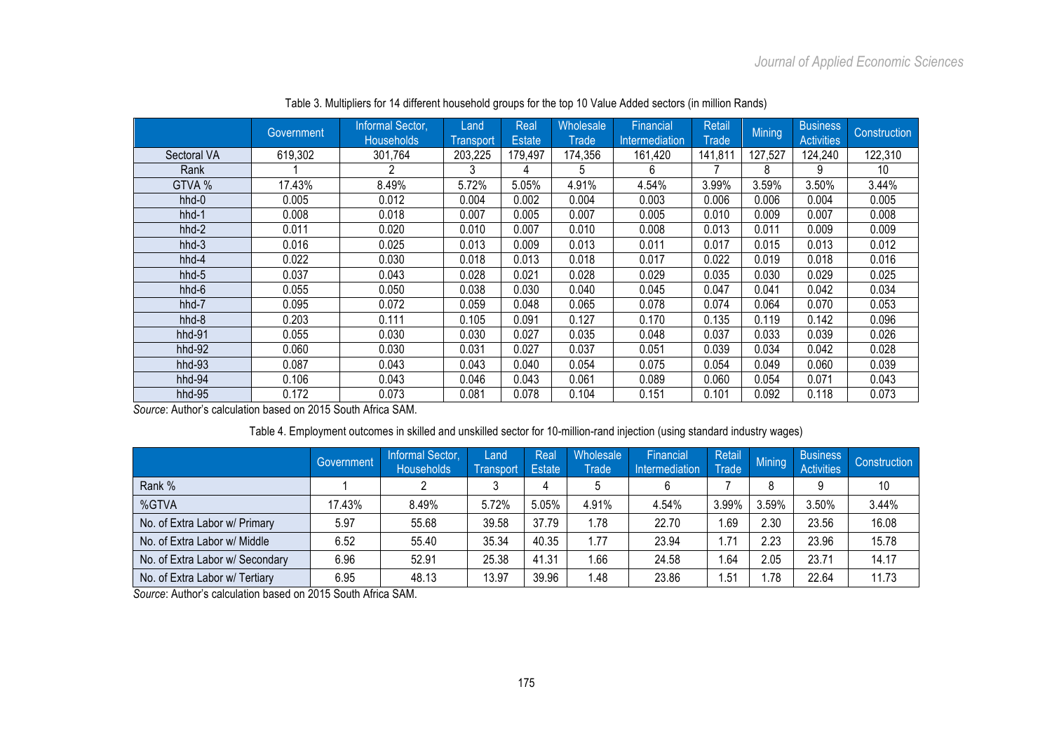Table 3. Multipliers for 14 different household groups for the top 10 Value Added sectors (in million Rands)

| | Government | Informal Sector, Households | Land Transport | Real Estate | Wholesale Trade | Financial Intermediation | Retail Trade | Mining | Business Activities | Construction |
|---|---|---|---|---|---|---|---|---|---|---|
| Sectoral VA | 619,302 | 301,764 | 203,225 | 179,497 | 174,356 | 161,420 | 141,811 | 127,527 | 124,240 | 122,310 |
| Rank | 1 | 2 | 3 | 4 | 5 | 6 | 7 | 8 | 9 | 10 |
| GTVA % | 17.43% | 8.49% | 5.72% | 5.05% | 4.91% | 4.54% | 3.99% | 3.59% | 3.50% | 3.44% |
| hhd-0 | 0.005 | 0.012 | 0.004 | 0.002 | 0.004 | 0.003 | 0.006 | 0.006 | 0.004 | 0.005 |
| hhd-1 | 0.008 | 0.018 | 0.007 | 0.005 | 0.007 | 0.005 | 0.010 | 0.009 | 0.007 | 0.008 |
| hhd-2 | 0.011 | 0.020 | 0.010 | 0.007 | 0.010 | 0.008 | 0.013 | 0.011 | 0.009 | 0.009 |
| hhd-3 | 0.016 | 0.025 | 0.013 | 0.009 | 0.013 | 0.011 | 0.017 | 0.015 | 0.013 | 0.012 |
| hhd-4 | 0.022 | 0.030 | 0.018 | 0.013 | 0.018 | 0.017 | 0.022 | 0.019 | 0.018 | 0.016 |
| hhd-5 | 0.037 | 0.043 | 0.028 | 0.021 | 0.028 | 0.029 | 0.035 | 0.030 | 0.029 | 0.025 |
| hhd-6 | 0.055 | 0.050 | 0.038 | 0.030 | 0.040 | 0.045 | 0.047 | 0.041 | 0.042 | 0.034 |
| hhd-7 | 0.095 | 0.072 | 0.059 | 0.048 | 0.065 | 0.078 | 0.074 | 0.064 | 0.070 | 0.053 |
| hhd-8 | 0.203 | 0.111 | 0.105 | 0.091 | 0.127 | 0.170 | 0.135 | 0.119 | 0.142 | 0.096 |
| hhd-91 | 0.055 | 0.030 | 0.030 | 0.027 | 0.035 | 0.048 | 0.037 | 0.033 | 0.039 | 0.026 |
| hhd-92 | 0.060 | 0.030 | 0.031 | 0.027 | 0.037 | 0.051 | 0.039 | 0.034 | 0.042 | 0.028 |
| hhd-93 | 0.087 | 0.043 | 0.043 | 0.040 | 0.054 | 0.075 | 0.054 | 0.049 | 0.060 | 0.039 |
| hhd-94 | 0.106 | 0.043 | 0.046 | 0.043 | 0.061 | 0.089 | 0.060 | 0.054 | 0.071 | 0.043 |
| hhd-95 | 0.172 | 0.073 | 0.081 | 0.078 | 0.104 | 0.151 | 0.101 | 0.092 | 0.118 | 0.073 |

*Source*: Author's calculation based on 2015 South Africa SAM.

Table 4. Employment outcomes in skilled and unskilled sector for 10-million-rand injection (using standard industry wages)

| | Government | Informal Sector, Households | Land Transport | Real Estate | Wholesale Trade | Financial Intermediation | Retail Trade | Mining | Business Activities | Construction |
|---|---|---|---|---|---|---|---|---|---|---|
| Rank % | 1 | 2 | 3 | 4 | 5 | 6 | 7 | 8 | 9 | 10 |
| %GTVA | 17.43% | 8.49% | 5.72% | 5.05% | 4.91% | 4.54% | 3.99% | 3.59% | 3.50% | 3.44% |
| No. of Extra Labor w/ Primary | 5.97 | 55.68 | 39.58 | 37.79 | 1.78 | 22.70 | 1.69 | 2.30 | 23.56 | 16.08 |
| No. of Extra Labor w/ Middle | 6.52 | 55.40 | 35.34 | 40.35 | 1.77 | 23.94 | 1.71 | 2.23 | 23.96 | 15.78 |
| No. of Extra Labor w/ Secondary | 6.96 | 52.91 | 25.38 | 41.31 | 1.66 | 24.58 | 1.64 | 2.05 | 23.71 | 14.17 |
| No. of Extra Labor w/ Tertiary | 6.95 | 48.13 | 13.97 | 39.96 | 1.48 | 23.86 | 1.51 | 1.78 | 22.64 | 11.73 |

*Source*: Author's calculation based on 2015 South Africa SAM.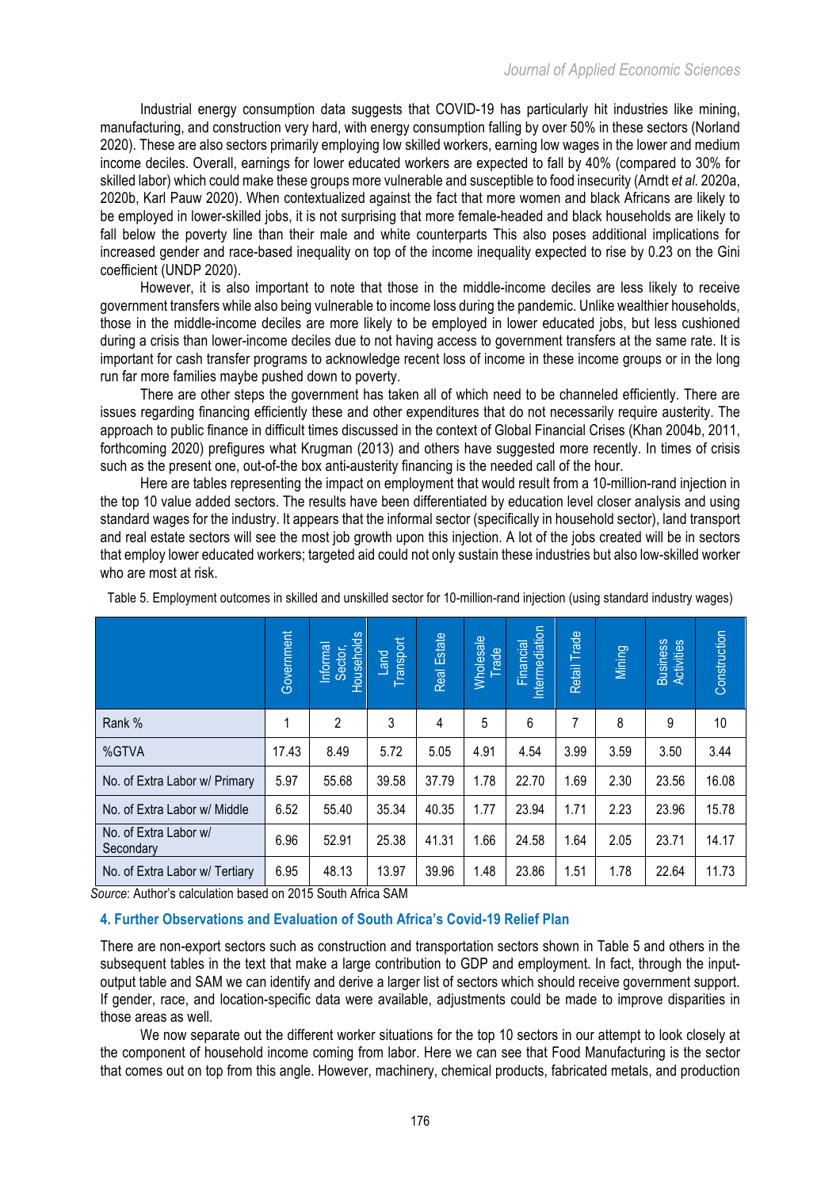Industrial energy consumption data suggests that COVID-19 has particularly hit industries like mining, manufacturing, and construction very hard, with energy consumption falling by over 50% in these sectors (Norland 2020). These are also sectors primarily employing low skilled workers, earning low wages in the lower and medium income deciles. Overall, earnings for lower educated workers are expected to fall by 40% (compared to 30% for skilled labor) which could make these groups more vulnerable and susceptible to food insecurity (Arndt *et al.* 2020a, 2020b, Karl Pauw 2020). When contextualized against the fact that more women and black Africans are likely to be employed in lower-skilled jobs, it is not surprising that more female-headed and black households are likely to fall below the poverty line than their male and white counterparts This also poses additional implications for increased gender and race-based inequality on top of the income inequality expected to rise by 0.23 on the Gini coefficient (UNDP 2020).

However, it is also important to note that those in the middle-income deciles are less likely to receive government transfers while also being vulnerable to income loss during the pandemic. Unlike wealthier households, those in the middle-income deciles are more likely to be employed in lower educated jobs, but less cushioned during a crisis than lower-income deciles due to not having access to government transfers at the same rate. It is important for cash transfer programs to acknowledge recent loss of income in these income groups or in the long run far more families maybe pushed down to poverty.

There are other steps the government has taken all of which need to be channeled efficiently. There are issues regarding financing efficiently these and other expenditures that do not necessarily require austerity. The approach to public finance in difficult times discussed in the context of Global Financial Crises (Khan 2004b, 2011, forthcoming 2020) prefigures what Krugman (2013) and others have suggested more recently. In times of crisis such as the present one, out-of-the box anti-austerity financing is the needed call of the hour.

Here are tables representing the impact on employment that would result from a 10-million-rand injection in the top 10 value added sectors. The results have been differentiated by education level closer analysis and using standard wages for the industry. It appears that the informal sector (specifically in household sector), land transport and real estate sectors will see the most job growth upon this injection. A lot of the jobs created will be in sectors that employ lower educated workers; targeted aid could not only sustain these industries but also low-skilled worker who are most at risk.

Table 5. Employment outcomes in skilled and unskilled sector for 10-million-rand injection (using standard industry wages)

| | Government | Informal Sector, Households | Land Transport | Real Estate | Wholesale Trade | Financial Intermediation | Retail Trade | Mining | Business Activities | Construction |
|---|---|---|---|---|---|---|---|---|---|---|
| Rank % | 1 | 2 | 3 | 4 | 5 | 6 | 7 | 8 | 9 | 10 |
| %GTVA | 17.43 | 8.49 | 5.72 | 5.05 | 4.91 | 4.54 | 3.99 | 3.59 | 3.50 | 3.44 |
| No. of Extra Labor w/ Primary | 5.97 | 55.68 | 39.58 | 37.79 | 1.78 | 22.70 | 1.69 | 2.30 | 23.56 | 16.08 |
| No. of Extra Labor w/ Middle | 6.52 | 55.40 | 35.34 | 40.35 | 1.77 | 23.94 | 1.71 | 2.23 | 23.96 | 15.78 |
| No. of Extra Labor w/ Secondary | 6.96 | 52.91 | 25.38 | 41.31 | 1.66 | 24.58 | 1.64 | 2.05 | 23.71 | 14.17 |
| No. of Extra Labor w/ Tertiary | 6.95 | 48.13 | 13.97 | 39.96 | 1.48 | 23.86 | 1.51 | 1.78 | 22.64 | 11.73 |

*Source*: Author's calculation based on 2015 South Africa SAM

### 4. Further Observations and Evaluation of South Africa's Covid-19 Relief Plan

There are non-export sectors such as construction and transportation sectors shown in Table 5 and others in the subsequent tables in the text that make a large contribution to GDP and employment. In fact, through the input-output table and SAM we can identify and derive a larger list of sectors which should receive government support. If gender, race, and location-specific data were available, adjustments could be made to improve disparities in those areas as well.

We now separate out the different worker situations for the top 10 sectors in our attempt to look closely at the component of household income coming from labor. Here we can see that Food Manufacturing is the sector that comes out on top from this angle. However, machinery, chemical products, fabricated metals, and production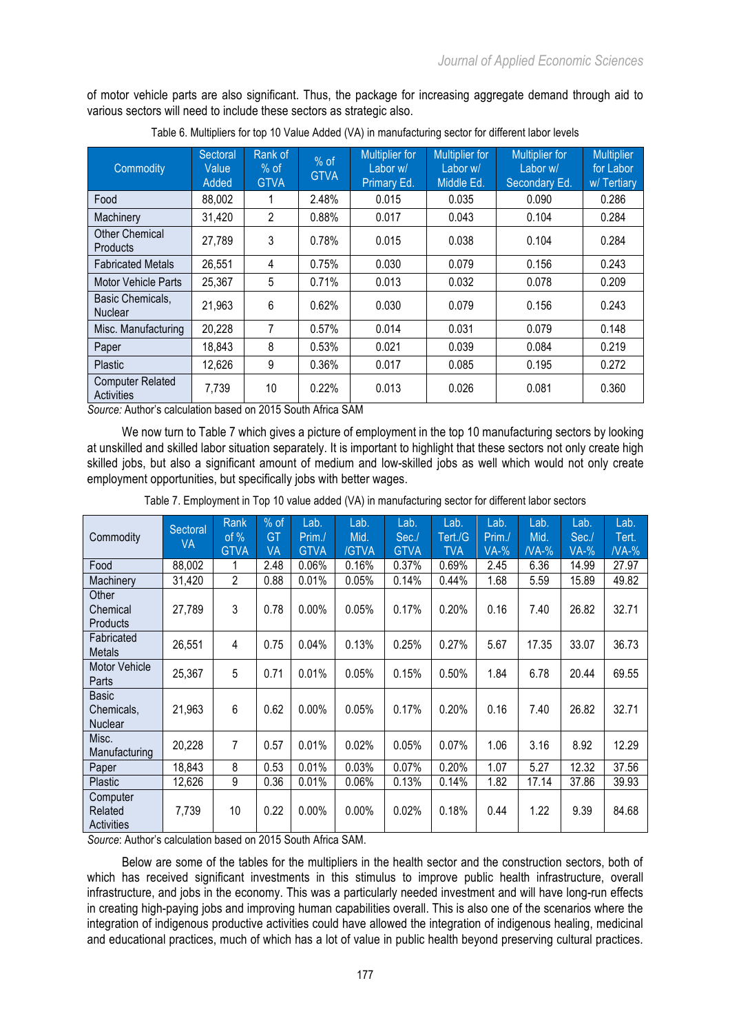of motor vehicle parts are also significant. Thus, the package for increasing aggregate demand through aid to various sectors will need to include these sectors as strategic also.

Table 6. Multipliers for top 10 Value Added (VA) in manufacturing sector for different labor levels

| Commodity | Sectoral Value Added | Rank of % of GTVA | % of GTVA | Multiplier for Labor w/ Primary Ed. | Multiplier for Labor w/ Middle Ed. | Multiplier for Labor w/ Secondary Ed. | Multiplier for Labor w/ Tertiary |
|---|---|---|---|---|---|---|---|
| Food | 88,002 | 1 | 2.48% | 0.015 | 0.035 | 0.090 | 0.286 |
| Machinery | 31,420 | 2 | 0.88% | 0.017 | 0.043 | 0.104 | 0.284 |
| Other Chemical Products | 27,789 | 3 | 0.78% | 0.015 | 0.038 | 0.104 | 0.284 |
| Fabricated Metals | 26,551 | 4 | 0.75% | 0.030 | 0.079 | 0.156 | 0.243 |
| Motor Vehicle Parts | 25,367 | 5 | 0.71% | 0.013 | 0.032 | 0.078 | 0.209 |
| Basic Chemicals, Nuclear | 21,963 | 6 | 0.62% | 0.030 | 0.079 | 0.156 | 0.243 |
| Misc. Manufacturing | 20,228 | 7 | 0.57% | 0.014 | 0.031 | 0.079 | 0.148 |
| Paper | 18,843 | 8 | 0.53% | 0.021 | 0.039 | 0.084 | 0.219 |
| Plastic | 12,626 | 9 | 0.36% | 0.017 | 0.085 | 0.195 | 0.272 |
| Computer Related Activities | 7,739 | 10 | 0.22% | 0.013 | 0.026 | 0.081 | 0.360 |

*Source:* Author's calculation based on 2015 South Africa SAM

We now turn to Table 7 which gives a picture of employment in the top 10 manufacturing sectors by looking at unskilled and skilled labor situation separately. It is important to highlight that these sectors not only create high skilled jobs, but also a significant amount of medium and low-skilled jobs as well which would not only create employment opportunities, but specifically jobs with better wages.

Table 7. Employment in Top 10 value added (VA) in manufacturing sector for different labor sectors

| Commodity | Sectoral VA | Rank of % GTVA | % of GT VA | Lab. Prim./ GTVA | Lab. Mid. /GTVA | Lab. Sec./ GTVA | Lab. Tert./G TVA | Lab. Prim./ VA-% | Lab. Mid. /VA-% | Lab. Sec./ VA-% | Lab. Tert. /VA-% |
|---|---|---|---|---|---|---|---|---|---|---|---|
| Food | 88,002 | 1 | 2.48 | 0.06% | 0.16% | 0.37% | 0.69% | 2.45 | 6.36 | 14.99 | 27.97 |
| Machinery | 31,420 | 2 | 0.88 | 0.01% | 0.05% | 0.14% | 0.44% | 1.68 | 5.59 | 15.89 | 49.82 |
| Other Chemical Products | 27,789 | 3 | 0.78 | 0.00% | 0.05% | 0.17% | 0.20% | 0.16 | 7.40 | 26.82 | 32.71 |
| Fabricated Metals | 26,551 | 4 | 0.75 | 0.04% | 0.13% | 0.25% | 0.27% | 5.67 | 17.35 | 33.07 | 36.73 |
| Motor Vehicle Parts | 25,367 | 5 | 0.71 | 0.01% | 0.05% | 0.15% | 0.50% | 1.84 | 6.78 | 20.44 | 69.55 |
| Basic Chemicals, Nuclear | 21,963 | 6 | 0.62 | 0.00% | 0.05% | 0.17% | 0.20% | 0.16 | 7.40 | 26.82 | 32.71 |
| Misc. Manufacturing | 20,228 | 7 | 0.57 | 0.01% | 0.02% | 0.05% | 0.07% | 1.06 | 3.16 | 8.92 | 12.29 |
| Paper | 18,843 | 8 | 0.53 | 0.01% | 0.03% | 0.07% | 0.20% | 1.07 | 5.27 | 12.32 | 37.56 |
| Plastic | 12,626 | 9 | 0.36 | 0.01% | 0.06% | 0.13% | 0.14% | 1.82 | 17.14 | 37.86 | 39.93 |
| Computer Related Activities | 7,739 | 10 | 0.22 | 0.00% | 0.00% | 0.02% | 0.18% | 0.44 | 1.22 | 9.39 | 84.68 |

*Source*: Author's calculation based on 2015 South Africa SAM.

Below are some of the tables for the multipliers in the health sector and the construction sectors, both of which has received significant investments in this stimulus to improve public health infrastructure, overall infrastructure, and jobs in the economy. This was a particularly needed investment and will have long-run effects in creating high-paying jobs and improving human capabilities overall. This is also one of the scenarios where the integration of indigenous productive activities could have allowed the integration of indigenous healing, medicinal and educational practices, much of which has a lot of value in public health beyond preserving cultural practices.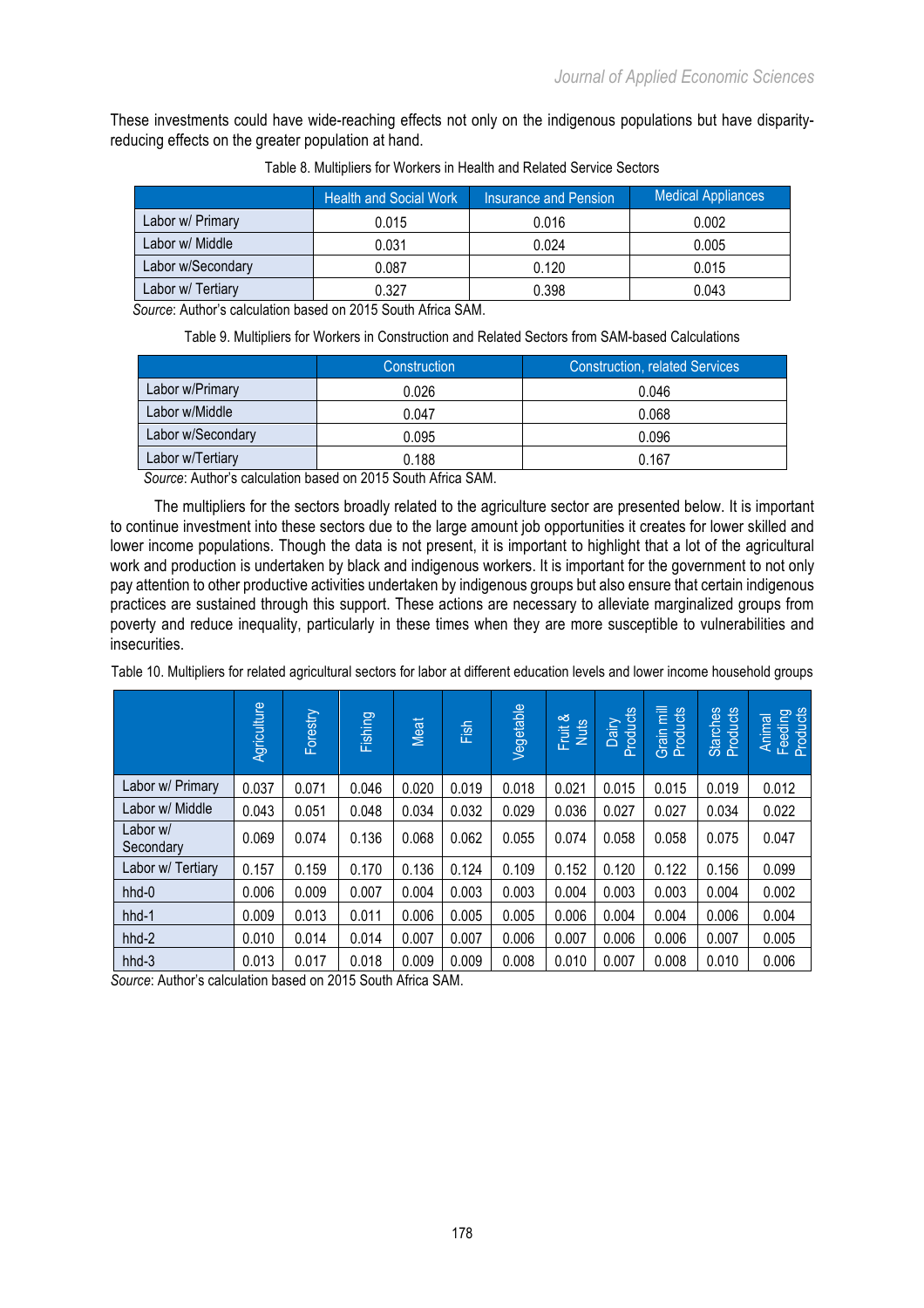These investments could have wide-reaching effects not only on the indigenous populations but have disparity-reducing effects on the greater population at hand.

Table 8. Multipliers for Workers in Health and Related Service Sectors

| | Health and Social Work | Insurance and Pension | Medical Appliances |
|---|---|---|---|
| Labor w/ Primary | 0.015 | 0.016 | 0.002 |
| Labor w/ Middle | 0.031 | 0.024 | 0.005 |
| Labor w/Secondary | 0.087 | 0.120 | 0.015 |
| Labor w/ Tertiary | 0.327 | 0.398 | 0.043 |

*Source*: Author's calculation based on 2015 South Africa SAM.

Table 9. Multipliers for Workers in Construction and Related Sectors from SAM-based Calculations

| | Construction | Construction, related Services |
|---|---|---|
| Labor w/Primary | 0.026 | 0.046 |
| Labor w/Middle | 0.047 | 0.068 |
| Labor w/Secondary | 0.095 | 0.096 |
| Labor w/Tertiary | 0.188 | 0.167 |

*Source*: Author's calculation based on 2015 South Africa SAM.

The multipliers for the sectors broadly related to the agriculture sector are presented below. It is important to continue investment into these sectors due to the large amount job opportunities it creates for lower skilled and lower income populations. Though the data is not present, it is important to highlight that a lot of the agricultural work and production is undertaken by black and indigenous workers. It is important for the government to not only pay attention to other productive activities undertaken by indigenous groups but also ensure that certain indigenous practices are sustained through this support. These actions are necessary to alleviate marginalized groups from poverty and reduce inequality, particularly in these times when they are more susceptible to vulnerabilities and insecurities.

Table 10. Multipliers for related agricultural sectors for labor at different education levels and lower income household groups

| | Agriculture | Forestry | Fishing | Meat | Fish | Vegetable | Fruit & Nuts | Dairy Products | Grain mill Products | Starches Products | Animal Feeding Products |
|---|---|---|---|---|---|---|---|---|---|---|---|
| Labor w/ Primary | 0.037 | 0.071 | 0.046 | 0.020 | 0.019 | 0.018 | 0.021 | 0.015 | 0.015 | 0.019 | 0.012 |
| Labor w/ Middle | 0.043 | 0.051 | 0.048 | 0.034 | 0.032 | 0.029 | 0.036 | 0.027 | 0.027 | 0.034 | 0.022 |
| Labor w/ Secondary | 0.069 | 0.074 | 0.136 | 0.068 | 0.062 | 0.055 | 0.074 | 0.058 | 0.058 | 0.075 | 0.047 |
| Labor w/ Tertiary | 0.157 | 0.159 | 0.170 | 0.136 | 0.124 | 0.109 | 0.152 | 0.120 | 0.122 | 0.156 | 0.099 |
| hhd-0 | 0.006 | 0.009 | 0.007 | 0.004 | 0.003 | 0.003 | 0.004 | 0.003 | 0.003 | 0.004 | 0.002 |
| hhd-1 | 0.009 | 0.013 | 0.011 | 0.006 | 0.005 | 0.005 | 0.006 | 0.004 | 0.004 | 0.006 | 0.004 |
| hhd-2 | 0.010 | 0.014 | 0.014 | 0.007 | 0.007 | 0.006 | 0.007 | 0.006 | 0.006 | 0.007 | 0.005 |
| hhd-3 | 0.013 | 0.017 | 0.018 | 0.009 | 0.009 | 0.008 | 0.010 | 0.007 | 0.008 | 0.010 | 0.006 |

*Source*: Author's calculation based on 2015 South Africa SAM.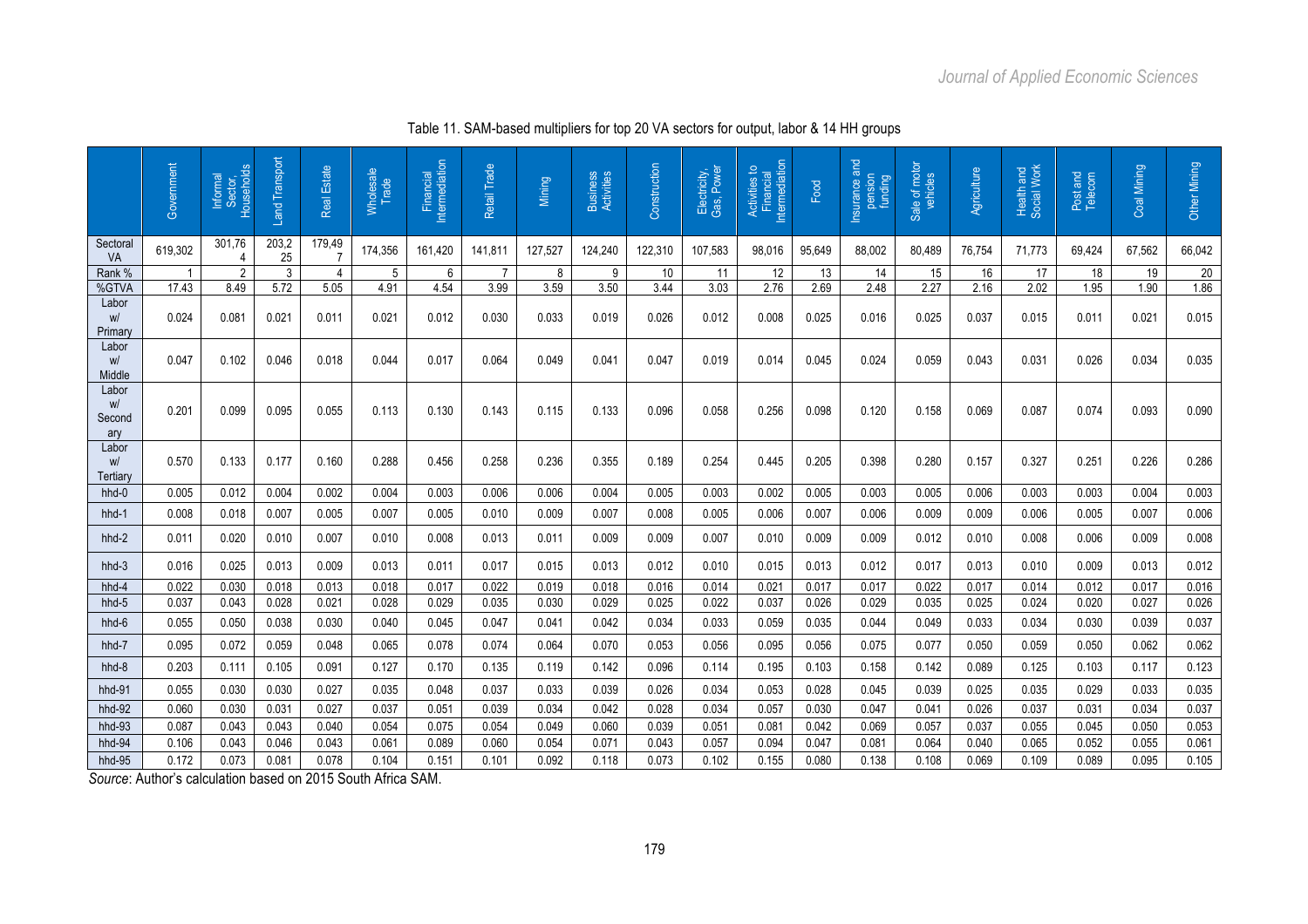Table 11. SAM-based multipliers for top 20 VA sectors for output, labor & 14 HH groups

| | Government | Informal Sector, Households | Land Transport | Real Estate | Wholesale Trade | Financial Intermediation | Retail Trade | Mining | Business Activities | Construction | Electricity, Gas, Power | Activities to Financial Intermediation | Food | Insurance and pension funding | Sale of motor vehicles | Agriculture | Health and Social Work | Post and Telecom | Coal Mining | Other Mining |
|---|---|---|---|---|---|---|---|---|---|---|---|---|---|---|---|---|---|---|---|---|
| Sectoral VA | 619,302 | 301,764 | 203,225 | 179,497 | 174,356 | 161,420 | 141,811 | 127,527 | 124,240 | 122,310 | 107,583 | 98,016 | 95,649 | 88,002 | 80,489 | 76,754 | 71,773 | 69,424 | 67,562 | 66,042 |
| Rank % | 1 | 2 | 3 | 4 | 5 | 6 | 7 | 8 | 9 | 10 | 11 | 12 | 13 | 14 | 15 | 16 | 17 | 18 | 19 | 20 |
| %GTVA | 17.43 | 8.49 | 5.72 | 5.05 | 4.91 | 4.54 | 3.99 | 3.59 | 3.50 | 3.44 | 3.03 | 2.76 | 2.69 | 2.48 | 2.27 | 2.16 | 2.02 | 1.95 | 1.90 | 1.86 |
| Labor w/ Primary | 0.024 | 0.081 | 0.021 | 0.011 | 0.021 | 0.012 | 0.030 | 0.033 | 0.019 | 0.026 | 0.012 | 0.008 | 0.025 | 0.016 | 0.025 | 0.037 | 0.015 | 0.011 | 0.021 | 0.015 |
| Labor w/ Middle | 0.047 | 0.102 | 0.046 | 0.018 | 0.044 | 0.017 | 0.064 | 0.049 | 0.041 | 0.047 | 0.019 | 0.014 | 0.045 | 0.024 | 0.059 | 0.043 | 0.031 | 0.026 | 0.034 | 0.035 |
| Labor w/ Secondary | 0.201 | 0.099 | 0.095 | 0.055 | 0.113 | 0.130 | 0.143 | 0.115 | 0.133 | 0.096 | 0.058 | 0.256 | 0.098 | 0.120 | 0.158 | 0.069 | 0.087 | 0.074 | 0.093 | 0.090 |
| Labor w/ Tertiary | 0.570 | 0.133 | 0.177 | 0.160 | 0.288 | 0.456 | 0.258 | 0.236 | 0.355 | 0.189 | 0.254 | 0.445 | 0.205 | 0.398 | 0.280 | 0.157 | 0.327 | 0.251 | 0.226 | 0.286 |
| hhd-0 | 0.005 | 0.012 | 0.004 | 0.002 | 0.004 | 0.003 | 0.006 | 0.006 | 0.004 | 0.005 | 0.003 | 0.002 | 0.005 | 0.003 | 0.005 | 0.006 | 0.003 | 0.003 | 0.004 | 0.003 |
| hhd-1 | 0.008 | 0.018 | 0.007 | 0.005 | 0.007 | 0.005 | 0.010 | 0.009 | 0.007 | 0.008 | 0.005 | 0.006 | 0.007 | 0.006 | 0.009 | 0.009 | 0.006 | 0.005 | 0.007 | 0.006 |
| hhd-2 | 0.011 | 0.020 | 0.010 | 0.007 | 0.010 | 0.008 | 0.013 | 0.011 | 0.009 | 0.009 | 0.007 | 0.010 | 0.009 | 0.009 | 0.012 | 0.010 | 0.008 | 0.006 | 0.009 | 0.008 |
| hhd-3 | 0.016 | 0.025 | 0.013 | 0.009 | 0.013 | 0.011 | 0.017 | 0.015 | 0.013 | 0.012 | 0.010 | 0.015 | 0.013 | 0.012 | 0.017 | 0.013 | 0.010 | 0.009 | 0.013 | 0.012 |
| hhd-4 | 0.022 | 0.030 | 0.018 | 0.013 | 0.018 | 0.017 | 0.022 | 0.019 | 0.018 | 0.016 | 0.014 | 0.021 | 0.017 | 0.017 | 0.022 | 0.017 | 0.014 | 0.012 | 0.017 | 0.016 |
| hhd-5 | 0.037 | 0.043 | 0.028 | 0.021 | 0.028 | 0.029 | 0.035 | 0.030 | 0.029 | 0.025 | 0.022 | 0.037 | 0.026 | 0.029 | 0.035 | 0.025 | 0.024 | 0.020 | 0.027 | 0.026 |
| hhd-6 | 0.055 | 0.050 | 0.038 | 0.030 | 0.040 | 0.045 | 0.047 | 0.041 | 0.042 | 0.034 | 0.033 | 0.059 | 0.035 | 0.044 | 0.049 | 0.033 | 0.034 | 0.030 | 0.039 | 0.037 |
| hhd-7 | 0.095 | 0.072 | 0.059 | 0.048 | 0.065 | 0.078 | 0.074 | 0.064 | 0.070 | 0.053 | 0.056 | 0.095 | 0.056 | 0.075 | 0.077 | 0.050 | 0.059 | 0.050 | 0.062 | 0.062 |
| hhd-8 | 0.203 | 0.111 | 0.105 | 0.091 | 0.127 | 0.170 | 0.135 | 0.119 | 0.142 | 0.096 | 0.114 | 0.195 | 0.103 | 0.158 | 0.142 | 0.089 | 0.125 | 0.103 | 0.117 | 0.123 |
| hhd-91 | 0.055 | 0.030 | 0.030 | 0.027 | 0.035 | 0.048 | 0.037 | 0.033 | 0.039 | 0.026 | 0.034 | 0.053 | 0.028 | 0.045 | 0.039 | 0.025 | 0.035 | 0.029 | 0.033 | 0.035 |
| hhd-92 | 0.060 | 0.030 | 0.031 | 0.027 | 0.037 | 0.051 | 0.039 | 0.034 | 0.042 | 0.028 | 0.034 | 0.057 | 0.030 | 0.047 | 0.041 | 0.026 | 0.037 | 0.031 | 0.034 | 0.037 |
| hhd-93 | 0.087 | 0.043 | 0.043 | 0.040 | 0.054 | 0.075 | 0.054 | 0.049 | 0.060 | 0.039 | 0.051 | 0.081 | 0.042 | 0.069 | 0.057 | 0.037 | 0.055 | 0.045 | 0.050 | 0.053 |
| hhd-94 | 0.106 | 0.043 | 0.046 | 0.043 | 0.061 | 0.089 | 0.060 | 0.054 | 0.071 | 0.043 | 0.057 | 0.094 | 0.047 | 0.081 | 0.064 | 0.040 | 0.065 | 0.052 | 0.055 | 0.061 |
| hhd-95 | 0.172 | 0.073 | 0.081 | 0.078 | 0.104 | 0.151 | 0.101 | 0.092 | 0.118 | 0.073 | 0.102 | 0.155 | 0.080 | 0.138 | 0.108 | 0.069 | 0.109 | 0.089 | 0.095 | 0.105 |

*Source*: Author's calculation based on 2015 South Africa SAM.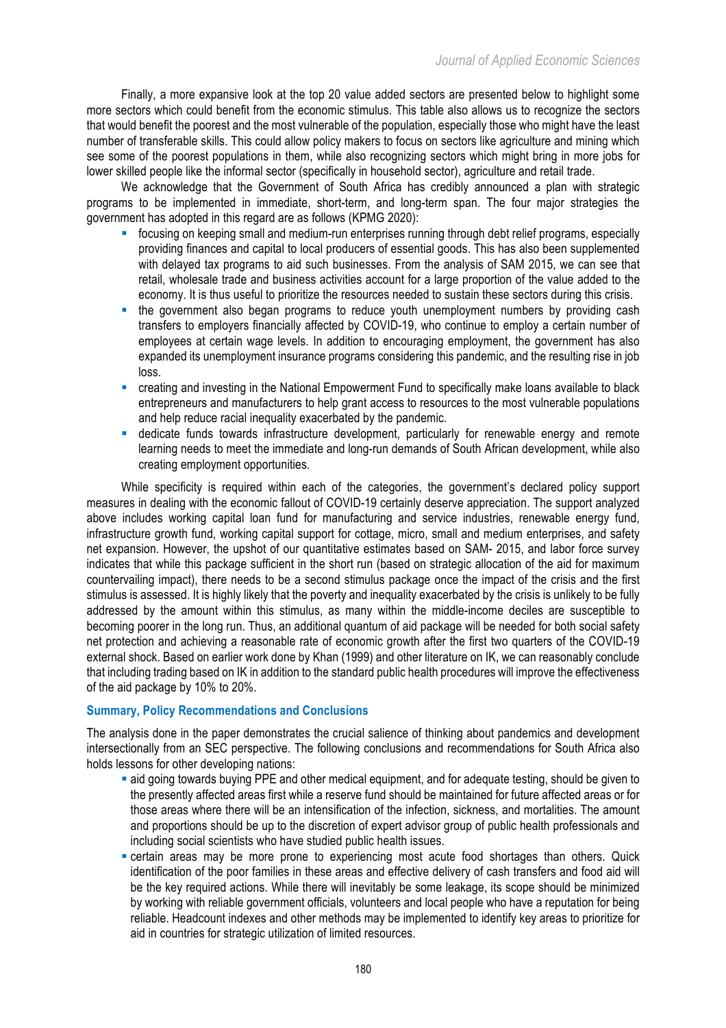Finally, a more expansive look at the top 20 value added sectors are presented below to highlight some more sectors which could benefit from the economic stimulus. This table also allows us to recognize the sectors that would benefit the poorest and the most vulnerable of the population, especially those who might have the least number of transferable skills. This could allow policy makers to focus on sectors like agriculture and mining which see some of the poorest populations in them, while also recognizing sectors which might bring in more jobs for lower skilled people like the informal sector (specifically in household sector), agriculture and retail trade.

We acknowledge that the Government of South Africa has credibly announced a plan with strategic programs to be implemented in immediate, short-term, and long-term span. The four major strategies the government has adopted in this regard are as follows (KPMG 2020):

- focusing on keeping small and medium-run enterprises running through debt relief programs, especially providing finances and capital to local producers of essential goods. This has also been supplemented with delayed tax programs to aid such businesses. From the analysis of SAM 2015, we can see that retail, wholesale trade and business activities account for a large proportion of the value added to the economy. It is thus useful to prioritize the resources needed to sustain these sectors during this crisis.
- the government also began programs to reduce youth unemployment numbers by providing cash transfers to employers financially affected by COVID-19, who continue to employ a certain number of employees at certain wage levels. In addition to encouraging employment, the government has also expanded its unemployment insurance programs considering this pandemic, and the resulting rise in job loss.
- creating and investing in the National Empowerment Fund to specifically make loans available to black entrepreneurs and manufacturers to help grant access to resources to the most vulnerable populations and help reduce racial inequality exacerbated by the pandemic.
- dedicate funds towards infrastructure development, particularly for renewable energy and remote learning needs to meet the immediate and long-run demands of South African development, while also creating employment opportunities.

While specificity is required within each of the categories, the government's declared policy support measures in dealing with the economic fallout of COVID-19 certainly deserve appreciation. The support analyzed above includes working capital loan fund for manufacturing and service industries, renewable energy fund, infrastructure growth fund, working capital support for cottage, micro, small and medium enterprises, and safety net expansion. However, the upshot of our quantitative estimates based on SAM- 2015, and labor force survey indicates that while this package sufficient in the short run (based on strategic allocation of the aid for maximum countervailing impact), there needs to be a second stimulus package once the impact of the crisis and the first stimulus is assessed. It is highly likely that the poverty and inequality exacerbated by the crisis is unlikely to be fully addressed by the amount within this stimulus, as many within the middle-income deciles are susceptible to becoming poorer in the long run. Thus, an additional quantum of aid package will be needed for both social safety net protection and achieving a reasonable rate of economic growth after the first two quarters of the COVID-19 external shock. Based on earlier work done by Khan (1999) and other literature on IK, we can reasonably conclude that including trading based on IK in addition to the standard public health procedures will improve the effectiveness of the aid package by 10% to 20%.

## Summary, Policy Recommendations and Conclusions

The analysis done in the paper demonstrates the crucial salience of thinking about pandemics and development intersectionally from an SEC perspective. The following conclusions and recommendations for South Africa also holds lessons for other developing nations:

- aid going towards buying PPE and other medical equipment, and for adequate testing, should be given to the presently affected areas first while a reserve fund should be maintained for future affected areas or for those areas where there will be an intensification of the infection, sickness, and mortalities. The amount and proportions should be up to the discretion of expert advisor group of public health professionals and including social scientists who have studied public health issues.
- certain areas may be more prone to experiencing most acute food shortages than others. Quick identification of the poor families in these areas and effective delivery of cash transfers and food aid will be the key required actions. While there will inevitably be some leakage, its scope should be minimized by working with reliable government officials, volunteers and local people who have a reputation for being reliable. Headcount indexes and other methods may be implemented to identify key areas to prioritize for aid in countries for strategic utilization of limited resources.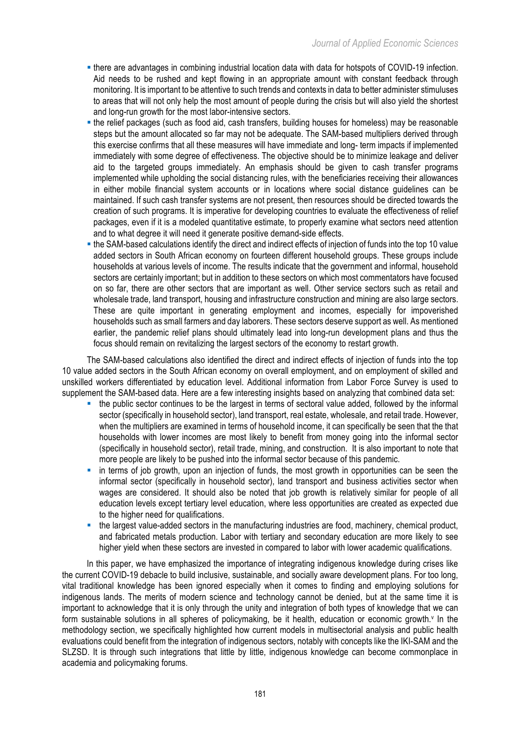- there are advantages in combining industrial location data with data for hotspots of COVID-19 infection. Aid needs to be rushed and kept flowing in an appropriate amount with constant feedback through monitoring. It is important to be attentive to such trends and contexts in data to better administer stimuluses to areas that will not only help the most amount of people during the crisis but will also yield the shortest and long-run growth for the most labor-intensive sectors.
- the relief packages (such as food aid, cash transfers, building houses for homeless) may be reasonable steps but the amount allocated so far may not be adequate. The SAM-based multipliers derived through this exercise confirms that all these measures will have immediate and long- term impacts if implemented immediately with some degree of effectiveness. The objective should be to minimize leakage and deliver aid to the targeted groups immediately. An emphasis should be given to cash transfer programs implemented while upholding the social distancing rules, with the beneficiaries receiving their allowances in either mobile financial system accounts or in locations where social distance guidelines can be maintained. If such cash transfer systems are not present, then resources should be directed towards the creation of such programs. It is imperative for developing countries to evaluate the effectiveness of relief packages, even if it is a modeled quantitative estimate, to properly examine what sectors need attention and to what degree it will need it generate positive demand-side effects.
- the SAM-based calculations identify the direct and indirect effects of injection of funds into the top 10 value added sectors in South African economy on fourteen different household groups. These groups include households at various levels of income. The results indicate that the government and informal, household sectors are certainly important; but in addition to these sectors on which most commentators have focused on so far, there are other sectors that are important as well. Other service sectors such as retail and wholesale trade, land transport, housing and infrastructure construction and mining are also large sectors. These are quite important in generating employment and incomes, especially for impoverished households such as small farmers and day laborers. These sectors deserve support as well. As mentioned earlier, the pandemic relief plans should ultimately lead into long-run development plans and thus the focus should remain on revitalizing the largest sectors of the economy to restart growth.

The SAM-based calculations also identified the direct and indirect effects of injection of funds into the top 10 value added sectors in the South African economy on overall employment, and on employment of skilled and unskilled workers differentiated by education level. Additional information from Labor Force Survey is used to supplement the SAM-based data. Here are a few interesting insights based on analyzing that combined data set:

- the public sector continues to be the largest in terms of sectoral value added, followed by the informal sector (specifically in household sector), land transport, real estate, wholesale, and retail trade. However, when the multipliers are examined in terms of household income, it can specifically be seen that the that households with lower incomes are most likely to benefit from money going into the informal sector (specifically in household sector), retail trade, mining, and construction. It is also important to note that more people are likely to be pushed into the informal sector because of this pandemic.
- in terms of job growth, upon an injection of funds, the most growth in opportunities can be seen the informal sector (specifically in household sector), land transport and business activities sector when wages are considered. It should also be noted that job growth is relatively similar for people of all education levels except tertiary level education, where less opportunities are created as expected due to the higher need for qualifications.
- the largest value-added sectors in the manufacturing industries are food, machinery, chemical product, and fabricated metals production. Labor with tertiary and secondary education are more likely to see higher yield when these sectors are invested in compared to labor with lower academic qualifications.

In this paper, we have emphasized the importance of integrating indigenous knowledge during crises like the current COVID-19 debacle to build inclusive, sustainable, and socially aware development plans. For too long, vital traditional knowledge has been ignored especially when it comes to finding and employing solutions for indigenous lands. The merits of modern science and technology cannot be denied, but at the same time it is important to acknowledge that it is only through the unity and integration of both types of knowledge that we can form sustainable solutions in all spheres of policymaking, be it health, education or economic growth.[v] In the methodology section, we specifically highlighted how current models in multisectorial analysis and public health evaluations could benefit from the integration of indigenous sectors, notably with concepts like the IKI-SAM and the SLZSD. It is through such integrations that little by little, indigenous knowledge can become commonplace in academia and policymaking forums.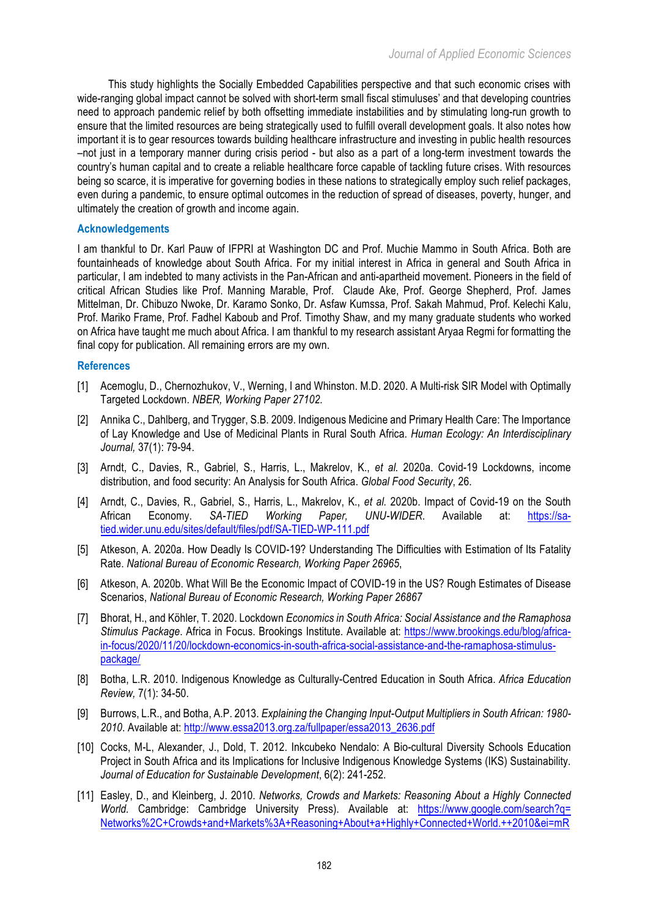This study highlights the Socially Embedded Capabilities perspective and that such economic crises with wide-ranging global impact cannot be solved with short-term small fiscal stimuluses' and that developing countries need to approach pandemic relief by both offsetting immediate instabilities and by stimulating long-run growth to ensure that the limited resources are being strategically used to fulfill overall development goals. It also notes how important it is to gear resources towards building healthcare infrastructure and investing in public health resources –not just in a temporary manner during crisis period - but also as a part of a long-term investment towards the country's human capital and to create a reliable healthcare force capable of tackling future crises. With resources being so scarce, it is imperative for governing bodies in these nations to strategically employ such relief packages, even during a pandemic, to ensure optimal outcomes in the reduction of spread of diseases, poverty, hunger, and ultimately the creation of growth and income again.

## Acknowledgements

I am thankful to Dr. Karl Pauw of IFPRI at Washington DC and Prof. Muchie Mammo in South Africa. Both are fountainheads of knowledge about South Africa. For my initial interest in Africa in general and South Africa in particular, I am indebted to many activists in the Pan-African and anti-apartheid movement. Pioneers in the field of critical African Studies like Prof. Manning Marable, Prof. Claude Ake, Prof. George Shepherd, Prof. James Mittelman, Dr. Chibuzo Nwoke, Dr. Karamo Sonko, Dr. Asfaw Kumssa, Prof. Sakah Mahmud, Prof. Kelechi Kalu, Prof. Mariko Frame, Prof. Fadhel Kaboub and Prof. Timothy Shaw, and my many graduate students who worked on Africa have taught me much about Africa. I am thankful to my research assistant Aryaa Regmi for formatting the final copy for publication. All remaining errors are my own.

## References

[1] Acemoglu, D., Chernozhukov, V., Werning, I and Whinston. M.D. 2020. A Multi-risk SIR Model with Optimally Targeted Lockdown. *NBER, Working Paper 27102.*

[2] Annika C., Dahlberg, and Trygger, S.B. 2009. Indigenous Medicine and Primary Health Care: The Importance of Lay Knowledge and Use of Medicinal Plants in Rural South Africa. *Human Ecology: An Interdisciplinary Journal,* 37(1): 79-94.

[3] Arndt, C., Davies, R., Gabriel, S., Harris, L., Makrelov, K., *et al.* 2020a. Covid-19 Lockdowns, income distribution, and food security: An Analysis for South Africa. *Global Food Security*, 26.

[4] Arndt, C., Davies, R., Gabriel, S., Harris, L., Makrelov, K., *et al.* 2020b. Impact of Covid-19 on the South African Economy. *SA-TIED Working Paper, UNU-WIDER.* Available at: https://sa-tied.wider.unu.edu/sites/default/files/pdf/SA-TIED-WP-111.pdf

[5] Atkeson, A. 2020a. How Deadly Is COVID-19? Understanding The Difficulties with Estimation of Its Fatality Rate. *National Bureau of Economic Research, Working Paper 26965*,

[6] Atkeson, A. 2020b. What Will Be the Economic Impact of COVID-19 in the US? Rough Estimates of Disease Scenarios, *National Bureau of Economic Research, Working Paper 26867*

[7] Bhorat, H., and Köhler, T. 2020. Lockdown *Economics in South Africa: Social Assistance and the Ramaphosa Stimulus Package*. Africa in Focus. Brookings Institute. Available at: https://www.brookings.edu/blog/africa-in-focus/2020/11/20/lockdown-economics-in-south-africa-social-assistance-and-the-ramaphosa-stimulus-package/

[8] Botha, L.R. 2010. Indigenous Knowledge as Culturally-Centred Education in South Africa. *Africa Education Review,* 7(1): 34-50.

[9] Burrows, L.R., and Botha, A.P. 2013. *Explaining the Changing Input-Output Multipliers in South African: 1980-2010*. Available at: http://www.essa2013.org.za/fullpaper/essa2013_2636.pdf

[10] Cocks, M-L, Alexander, J., Dold, T. 2012. Inkcubeko Nendalo: A Bio-cultural Diversity Schools Education Project in South Africa and its Implications for Inclusive Indigenous Knowledge Systems (IKS) Sustainability. *Journal of Education for Sustainable Development*, 6(2): 241-252.

[11] Easley, D., and Kleinberg, J. 2010. *Networks, Crowds and Markets: Reasoning About a Highly Connected World.* Cambridge: Cambridge University Press). Available at: https://www.google.com/search?q=Networks%2C+Crowds+and+Markets%3A+Reasoning+About+a+Highly+Connected+World.++2010&ei=mR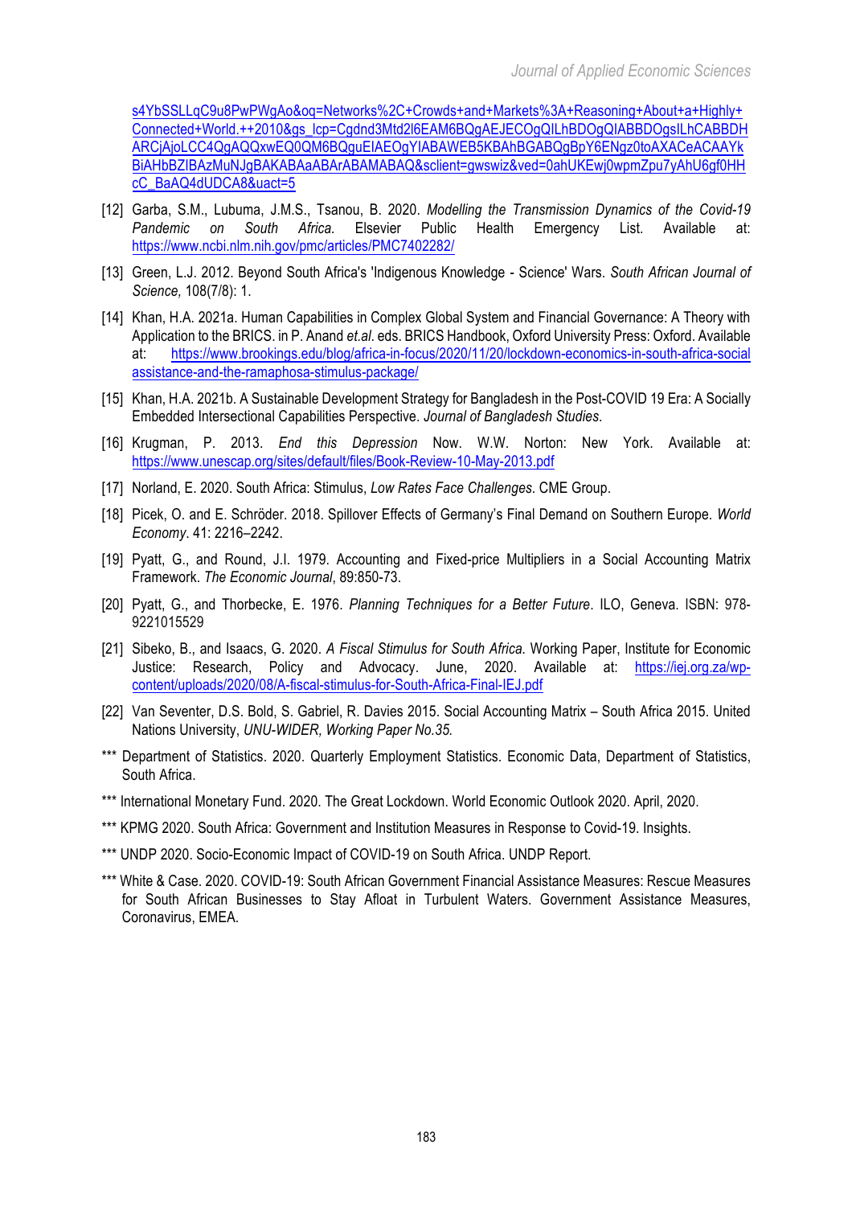s4YbSSLLqC9u8PwPWgAo&oq=Networks%2C+Crowds+and+Markets%3A+Reasoning+About+a+Highly+Connected+World.++2010&gs_lcp=Cgdnd3Mtd2l6EAM6BQgAEJECOgQILhBDOgQIABBDOgsILhCABBDHARCjAjoLCC4QgAQQxwEQ0QM6BQguEIAEOgYIABAWEB5KBAhBGABQgBpY6ENgz0toAXACeACAAYkBiAHbBZIBAzMuNJgBAKABAaABArABAMABAQ&sclient=gwswiz&ved=0ahUKEwj0wpmZpu7yAhU6gf0HHcC_BaAQ4dUDCA8&uact=5

[12] Garba, S.M., Lubuma, J.M.S., Tsanou, B. 2020. *Modelling the Transmission Dynamics of the Covid-19 Pandemic on South Africa.* Elsevier Public Health Emergency List. Available at: https://www.ncbi.nlm.nih.gov/pmc/articles/PMC7402282/

[13] Green, L.J. 2012. Beyond South Africa's 'Indigenous Knowledge - Science' Wars. *South African Journal of Science,* 108(7/8): 1.

[14] Khan, H.A. 2021a. Human Capabilities in Complex Global System and Financial Governance: A Theory with Application to the BRICS. in P. Anand *et.al.* eds. BRICS Handbook, Oxford University Press: Oxford. Available at: https://www.brookings.edu/blog/africa-in-focus/2020/11/20/lockdown-economics-in-south-africa-social assistance-and-the-ramaphosa-stimulus-package/

[15] Khan, H.A. 2021b. A Sustainable Development Strategy for Bangladesh in the Post-COVID 19 Era: A Socially Embedded Intersectional Capabilities Perspective. *Journal of Bangladesh Studies*.

[16] Krugman, P. 2013. *End this Depression* Now. W.W. Norton: New York. Available at: https://www.unescap.org/sites/default/files/Book-Review-10-May-2013.pdf

[17] Norland, E. 2020. South Africa: Stimulus, *Low Rates Face Challenges.* CME Group.

[18] Picek, O. and E. Schröder. 2018. Spillover Effects of Germany's Final Demand on Southern Europe. *World Economy*. 41: 2216–2242.

[19] Pyatt, G., and Round, J.I. 1979. Accounting and Fixed-price Multipliers in a Social Accounting Matrix Framework. *The Economic Journal*, 89:850-73.

[20] Pyatt, G., and Thorbecke, E. 1976. *Planning Techniques for a Better Future*. ILO, Geneva. ISBN: 978-9221015529

[21] Sibeko, B., and Isaacs, G. 2020. *A Fiscal Stimulus for South Africa.* Working Paper, Institute for Economic Justice: Research, Policy and Advocacy. June, 2020. Available at: https://iej.org.za/wp-content/uploads/2020/08/A-fiscal-stimulus-for-South-Africa-Final-IEJ.pdf

[22] Van Seventer, D.S. Bold, S. Gabriel, R. Davies 2015. Social Accounting Matrix – South Africa 2015. United Nations University, *UNU-WIDER, Working Paper No.35.*

*** Department of Statistics. 2020. Quarterly Employment Statistics. Economic Data, Department of Statistics, South Africa.

*** International Monetary Fund. 2020. The Great Lockdown. World Economic Outlook 2020. April, 2020.

*** KPMG 2020. South Africa: Government and Institution Measures in Response to Covid-19. Insights.

*** UNDP 2020. Socio-Economic Impact of COVID-19 on South Africa. UNDP Report.

*** White & Case. 2020. COVID-19: South African Government Financial Assistance Measures: Rescue Measures for South African Businesses to Stay Afloat in Turbulent Waters. Government Assistance Measures, Coronavirus, EMEA.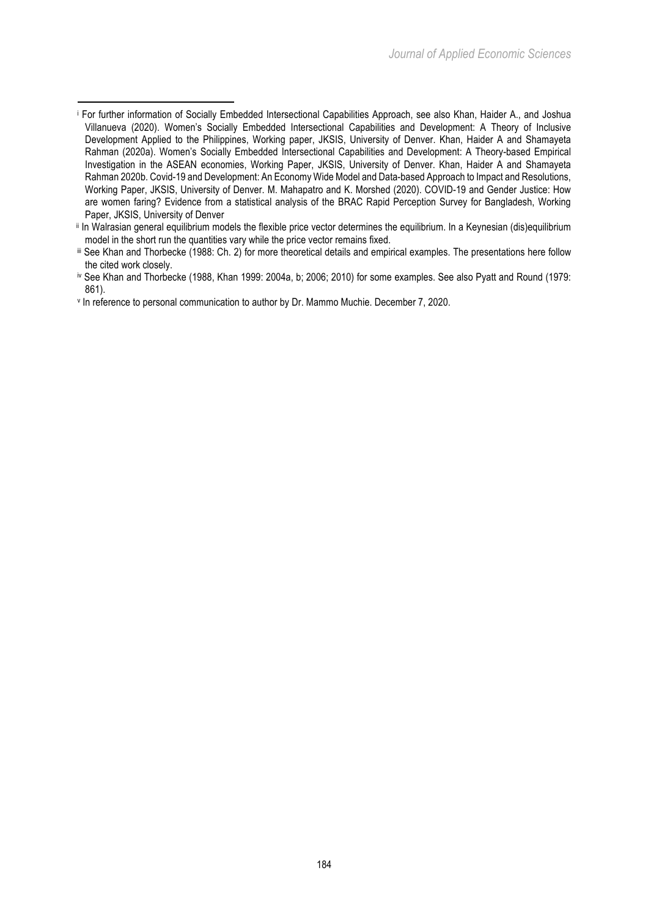---

[i] For further information of Socially Embedded Intersectional Capabilities Approach, see also Khan, Haider A., and Joshua Villanueva (2020). Women's Socially Embedded Intersectional Capabilities and Development: A Theory of Inclusive Development Applied to the Philippines, Working paper, JKSIS, University of Denver. Khan, Haider A and Shamayeta Rahman (2020a). Women's Socially Embedded Intersectional Capabilities and Development: A Theory-based Empirical Investigation in the ASEAN economies, Working Paper, JKSIS, University of Denver. Khan, Haider A and Shamayeta Rahman 2020b. Covid-19 and Development: An Economy Wide Model and Data-based Approach to Impact and Resolutions, Working Paper, JKSIS, University of Denver. M. Mahapatro and K. Morshed (2020). COVID-19 and Gender Justice: How are women faring? Evidence from a statistical analysis of the BRAC Rapid Perception Survey for Bangladesh, Working Paper, JKSIS, University of Denver

[ii] In Walrasian general equilibrium models the flexible price vector determines the equilibrium. In a Keynesian (dis)equilibrium model in the short run the quantities vary while the price vector remains fixed.

[iii] See Khan and Thorbecke (1988: Ch. 2) for more theoretical details and empirical examples. The presentations here follow the cited work closely.

[iv] See Khan and Thorbecke (1988, Khan 1999: 2004a, b; 2006; 2010) for some examples. See also Pyatt and Round (1979: 861).

[v] In reference to personal communication to author by Dr. Mammo Muchie. December 7, 2020.